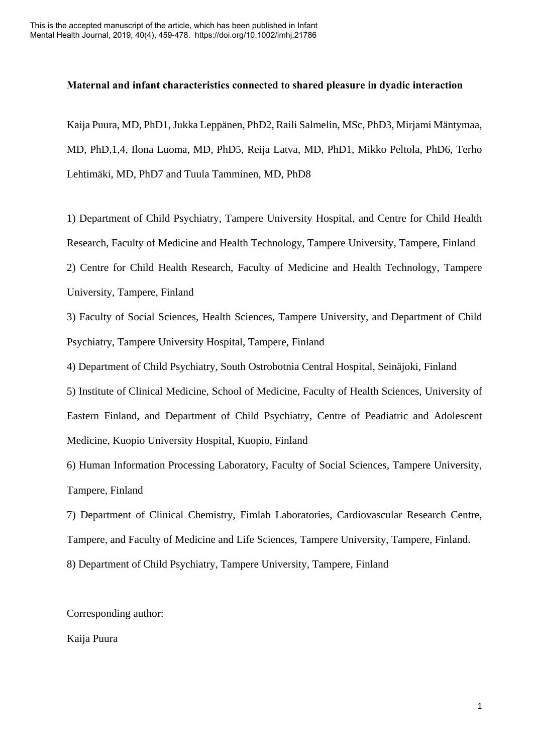This is the accepted manuscript of the article, which has been published in Infant Mental Health Journal, 2019, 40(4), 459-478. https://doi.org/10.1002/imhj.21786

**Maternal and infant characteristics connected to shared pleasure in dyadic interaction**

Kaija Puura, MD, PhD1, Jukka Leppänen, PhD2, Raili Salmelin, MSc, PhD3, Mirjami Mäntymaa, MD, PhD,1,4, Ilona Luoma, MD, PhD5, Reija Latva, MD, PhD1, Mikko Peltola, PhD6, Terho Lehtimäki, MD, PhD7 and Tuula Tamminen, MD, PhD8

1) Department of Child Psychiatry, Tampere University Hospital, and Centre for Child Health Research, Faculty of Medicine and Health Technology, Tampere University, Tampere, Finland

2) Centre for Child Health Research, Faculty of Medicine and Health Technology, Tampere University, Tampere, Finland

3) Faculty of Social Sciences, Health Sciences, Tampere University, and Department of Child Psychiatry, Tampere University Hospital, Tampere, Finland

4) Department of Child Psychiatry, South Ostrobotnia Central Hospital, Seinäjoki, Finland

5) Institute of Clinical Medicine, School of Medicine, Faculty of Health Sciences, University of Eastern Finland, and Department of Child Psychiatry, Centre of Peadiatric and Adolescent Medicine, Kuopio University Hospital, Kuopio, Finland

6) Human Information Processing Laboratory, Faculty of Social Sciences, Tampere University, Tampere, Finland

7) Department of Clinical Chemistry, Fimlab Laboratories, Cardiovascular Research Centre, Tampere, and Faculty of Medicine and Life Sciences, Tampere University, Tampere, Finland.

8) Department of Child Psychiatry, Tampere University, Tampere, Finland

Corresponding author:

Kaija Puura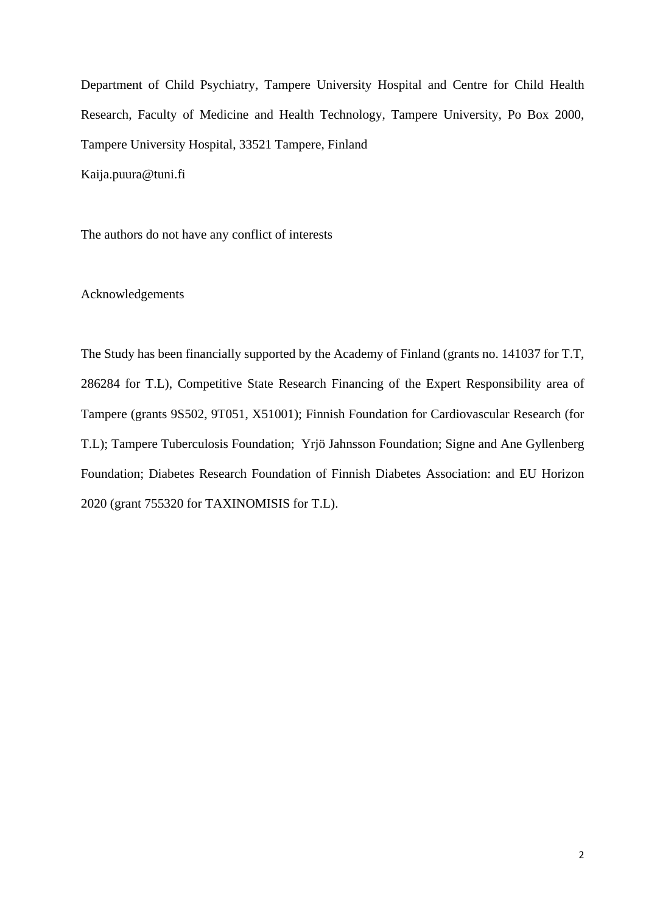Department of Child Psychiatry, Tampere University Hospital and Centre for Child Health Research, Faculty of Medicine and Health Technology, Tampere University, Po Box 2000, Tampere University Hospital, 33521 Tampere, Finland

Kaija.puura@tuni.fi

The authors do not have any conflict of interests

Acknowledgements

The Study has been financially supported by the Academy of Finland (grants no. 141037 for T.T, 286284 for T.L), Competitive State Research Financing of the Expert Responsibility area of Tampere (grants 9S502, 9T051, X51001); Finnish Foundation for Cardiovascular Research (for T.L); Tampere Tuberculosis Foundation; Yrjö Jahnsson Foundation; Signe and Ane Gyllenberg Foundation; Diabetes Research Foundation of Finnish Diabetes Association: and EU Horizon 2020 (grant 755320 for TAXINOMISIS for T.L).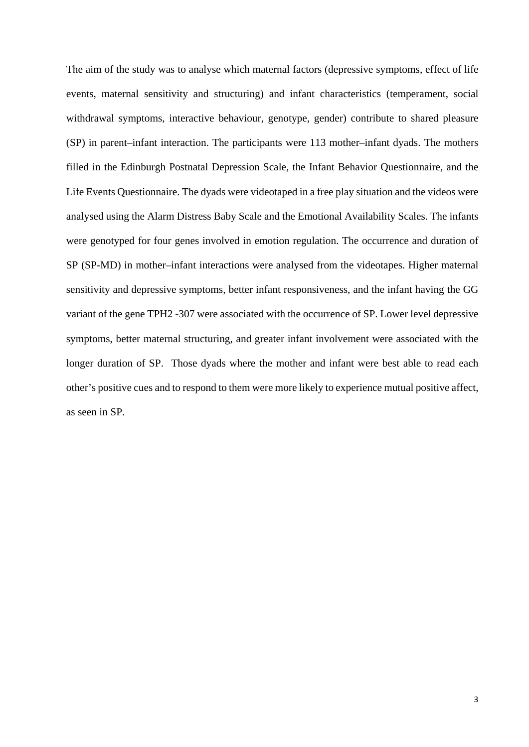The aim of the study was to analyse which maternal factors (depressive symptoms, effect of life events, maternal sensitivity and structuring) and infant characteristics (temperament, social withdrawal symptoms, interactive behaviour, genotype, gender) contribute to shared pleasure (SP) in parent–infant interaction. The participants were 113 mother–infant dyads. The mothers filled in the Edinburgh Postnatal Depression Scale, the Infant Behavior Questionnaire, and the Life Events Questionnaire. The dyads were videotaped in a free play situation and the videos were analysed using the Alarm Distress Baby Scale and the Emotional Availability Scales. The infants were genotyped for four genes involved in emotion regulation. The occurrence and duration of SP (SP-MD) in mother–infant interactions were analysed from the videotapes. Higher maternal sensitivity and depressive symptoms, better infant responsiveness, and the infant having the GG variant of the gene TPH2 -307 were associated with the occurrence of SP. Lower level depressive symptoms, better maternal structuring, and greater infant involvement were associated with the longer duration of SP. Those dyads where the mother and infant were best able to read each other's positive cues and to respond to them were more likely to experience mutual positive affect, as seen in SP.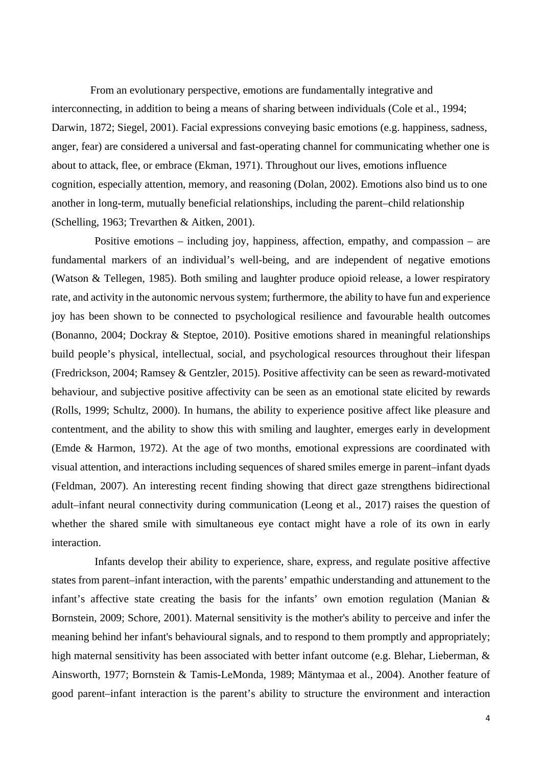From an evolutionary perspective, emotions are fundamentally integrative and interconnecting, in addition to being a means of sharing between individuals (Cole et al., 1994; Darwin, 1872; Siegel, 2001). Facial expressions conveying basic emotions (e.g. happiness, sadness, anger, fear) are considered a universal and fast-operating channel for communicating whether one is about to attack, flee, or embrace (Ekman, 1971). Throughout our lives, emotions influence cognition, especially attention, memory, and reasoning (Dolan, 2002). Emotions also bind us to one another in long-term, mutually beneficial relationships, including the parent–child relationship (Schelling, 1963; Trevarthen & Aitken, 2001).

Positive emotions – including joy, happiness, affection, empathy, and compassion – are fundamental markers of an individual's well-being, and are independent of negative emotions (Watson & Tellegen, 1985). Both smiling and laughter produce opioid release, a lower respiratory rate, and activity in the autonomic nervous system; furthermore, the ability to have fun and experience joy has been shown to be connected to psychological resilience and favourable health outcomes (Bonanno, 2004; Dockray & Steptoe, 2010). Positive emotions shared in meaningful relationships build people's physical, intellectual, social, and psychological resources throughout their lifespan (Fredrickson, 2004; Ramsey & Gentzler, 2015). Positive affectivity can be seen as reward-motivated behaviour, and subjective positive affectivity can be seen as an emotional state elicited by rewards (Rolls, 1999; Schultz, 2000). In humans, the ability to experience positive affect like pleasure and contentment, and the ability to show this with smiling and laughter, emerges early in development (Emde & Harmon, 1972). At the age of two months, emotional expressions are coordinated with visual attention, and interactions including sequences of shared smiles emerge in parent–infant dyads (Feldman, 2007). An interesting recent finding showing that direct gaze strengthens bidirectional adult–infant neural connectivity during communication (Leong et al., 2017) raises the question of whether the shared smile with simultaneous eye contact might have a role of its own in early interaction.

Infants develop their ability to experience, share, express, and regulate positive affective states from parent–infant interaction, with the parents' empathic understanding and attunement to the infant's affective state creating the basis for the infants' own emotion regulation (Manian & Bornstein, 2009; Schore, 2001). Maternal sensitivity is the mother's ability to perceive and infer the meaning behind her infant's behavioural signals, and to respond to them promptly and appropriately; high maternal sensitivity has been associated with better infant outcome (e.g. Blehar, Lieberman, & Ainsworth, 1977; Bornstein & Tamis-LeMonda, 1989; Mäntymaa et al., 2004). Another feature of good parent–infant interaction is the parent's ability to structure the environment and interaction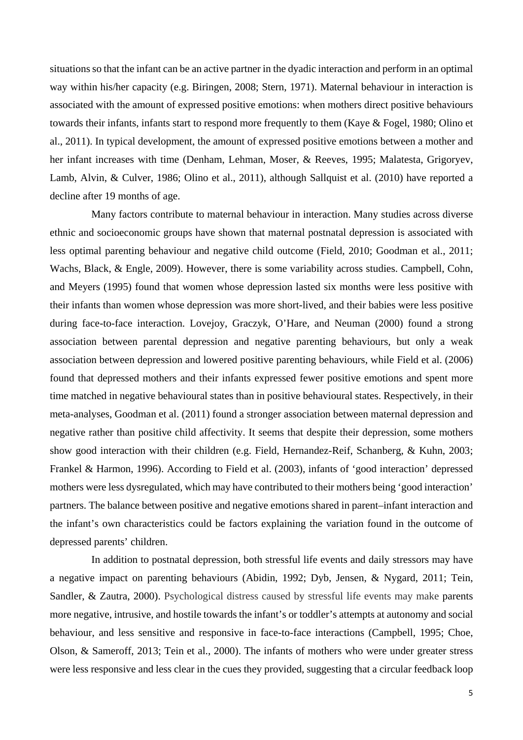situations so that the infant can be an active partner in the dyadic interaction and perform in an optimal way within his/her capacity (e.g. Biringen, 2008; Stern, 1971). Maternal behaviour in interaction is associated with the amount of expressed positive emotions: when mothers direct positive behaviours towards their infants, infants start to respond more frequently to them (Kaye & Fogel, 1980; Olino et al., 2011). In typical development, the amount of expressed positive emotions between a mother and her infant increases with time (Denham, Lehman, Moser, & Reeves, 1995; Malatesta, Grigoryev, Lamb, Alvin, & Culver, 1986; Olino et al., 2011), although Sallquist et al. (2010) have reported a decline after 19 months of age.

Many factors contribute to maternal behaviour in interaction. Many studies across diverse ethnic and socioeconomic groups have shown that maternal postnatal depression is associated with less optimal parenting behaviour and negative child outcome (Field, 2010; Goodman et al., 2011; Wachs, Black, & Engle, 2009). However, there is some variability across studies. Campbell, Cohn, and Meyers (1995) found that women whose depression lasted six months were less positive with their infants than women whose depression was more short-lived, and their babies were less positive during face-to-face interaction. Lovejoy, Graczyk, O'Hare, and Neuman (2000) found a strong association between parental depression and negative parenting behaviours, but only a weak association between depression and lowered positive parenting behaviours, while Field et al. (2006) found that depressed mothers and their infants expressed fewer positive emotions and spent more time matched in negative behavioural states than in positive behavioural states. Respectively, in their meta-analyses, Goodman et al. (2011) found a stronger association between maternal depression and negative rather than positive child affectivity. It seems that despite their depression, some mothers show good interaction with their children (e.g. Field, Hernandez-Reif, Schanberg, & Kuhn, 2003; Frankel & Harmon, 1996). According to Field et al. (2003), infants of 'good interaction' depressed mothers were less dysregulated, which may have contributed to their mothers being 'good interaction' partners. The balance between positive and negative emotions shared in parent–infant interaction and the infant's own characteristics could be factors explaining the variation found in the outcome of depressed parents' children.

In addition to postnatal depression, both stressful life events and daily stressors may have a negative impact on parenting behaviours (Abidin, 1992; Dyb, Jensen, & Nygard, 2011; Tein, Sandler, & Zautra, 2000). Psychological distress caused by stressful life events may make parents more negative, intrusive, and hostile towards the infant's or toddler's attempts at autonomy and social behaviour, and less sensitive and responsive in face-to-face interactions (Campbell, 1995; Choe, Olson, & Sameroff, 2013; Tein et al., 2000). The infants of mothers who were under greater stress were less responsive and less clear in the cues they provided, suggesting that a circular feedback loop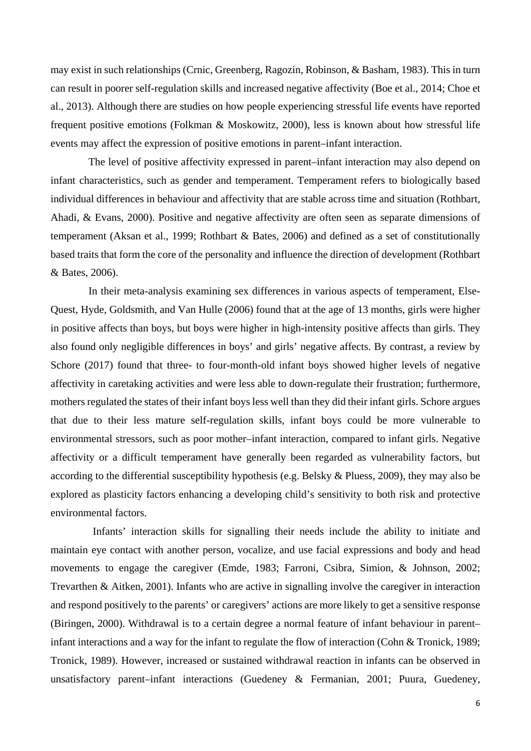may exist in such relationships (Crnic, Greenberg, Ragozin, Robinson, & Basham, 1983). This in turn can result in poorer self-regulation skills and increased negative affectivity (Boe et al., 2014; Choe et al., 2013). Although there are studies on how people experiencing stressful life events have reported frequent positive emotions (Folkman & Moskowitz, 2000), less is known about how stressful life events may affect the expression of positive emotions in parent–infant interaction.

The level of positive affectivity expressed in parent–infant interaction may also depend on infant characteristics, such as gender and temperament. Temperament refers to biologically based individual differences in behaviour and affectivity that are stable across time and situation (Rothbart, Ahadi, & Evans, 2000). Positive and negative affectivity are often seen as separate dimensions of temperament (Aksan et al., 1999; Rothbart & Bates, 2006) and defined as a set of constitutionally based traits that form the core of the personality and influence the direction of development (Rothbart & Bates, 2006).

In their meta-analysis examining sex differences in various aspects of temperament, Else-Quest, Hyde, Goldsmith, and Van Hulle (2006) found that at the age of 13 months, girls were higher in positive affects than boys, but boys were higher in high-intensity positive affects than girls. They also found only negligible differences in boys' and girls' negative affects. By contrast, a review by Schore (2017) found that three- to four-month-old infant boys showed higher levels of negative affectivity in caretaking activities and were less able to down-regulate their frustration; furthermore, mothers regulated the states of their infant boys less well than they did their infant girls. Schore argues that due to their less mature self-regulation skills, infant boys could be more vulnerable to environmental stressors, such as poor mother–infant interaction, compared to infant girls. Negative affectivity or a difficult temperament have generally been regarded as vulnerability factors, but according to the differential susceptibility hypothesis (e.g. Belsky & Pluess, 2009), they may also be explored as plasticity factors enhancing a developing child's sensitivity to both risk and protective environmental factors.

Infants' interaction skills for signalling their needs include the ability to initiate and maintain eye contact with another person, vocalize, and use facial expressions and body and head movements to engage the caregiver (Emde, 1983; Farroni, Csibra, Simion, & Johnson, 2002; Trevarthen & Aitken, 2001). Infants who are active in signalling involve the caregiver in interaction and respond positively to the parents' or caregivers' actions are more likely to get a sensitive response (Biringen, 2000). Withdrawal is to a certain degree a normal feature of infant behaviour in parent–infant interactions and a way for the infant to regulate the flow of interaction (Cohn & Tronick, 1989; Tronick, 1989). However, increased or sustained withdrawal reaction in infants can be observed in unsatisfactory parent–infant interactions (Guedeney & Fermanian, 2001; Puura, Guedeney,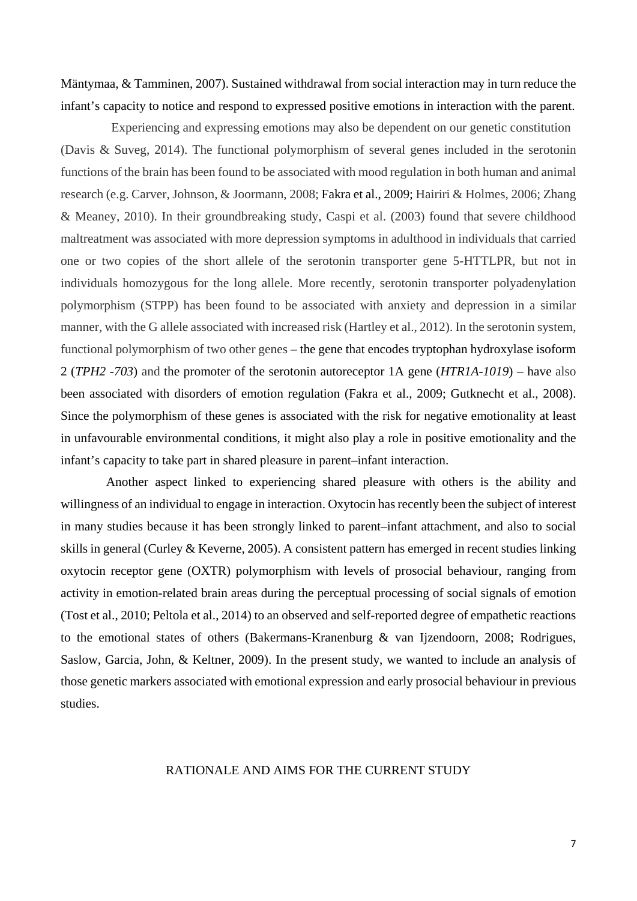Mäntymaa, & Tamminen, 2007). Sustained withdrawal from social interaction may in turn reduce the infant's capacity to notice and respond to expressed positive emotions in interaction with the parent.

Experiencing and expressing emotions may also be dependent on our genetic constitution (Davis & Suveg, 2014). The functional polymorphism of several genes included in the serotonin functions of the brain has been found to be associated with mood regulation in both human and animal research (e.g. Carver, Johnson, & Joormann, 2008; Fakra et al., 2009; Hairiri & Holmes, 2006; Zhang & Meaney, 2010). In their groundbreaking study, Caspi et al. (2003) found that severe childhood maltreatment was associated with more depression symptoms in adulthood in individuals that carried one or two copies of the short allele of the serotonin transporter gene 5-HTTLPR, but not in individuals homozygous for the long allele. More recently, serotonin transporter polyadenylation polymorphism (STPP) has been found to be associated with anxiety and depression in a similar manner, with the G allele associated with increased risk (Hartley et al., 2012). In the serotonin system, functional polymorphism of two other genes – the gene that encodes tryptophan hydroxylase isoform 2 (*TPH2 -703*) and the promoter of the serotonin autoreceptor 1A gene (*HTR1A-1019*) – have also been associated with disorders of emotion regulation (Fakra et al., 2009; Gutknecht et al., 2008). Since the polymorphism of these genes is associated with the risk for negative emotionality at least in unfavourable environmental conditions, it might also play a role in positive emotionality and the infant's capacity to take part in shared pleasure in parent–infant interaction.

Another aspect linked to experiencing shared pleasure with others is the ability and willingness of an individual to engage in interaction. Oxytocin has recently been the subject of interest in many studies because it has been strongly linked to parent–infant attachment, and also to social skills in general (Curley & Keverne, 2005). A consistent pattern has emerged in recent studies linking oxytocin receptor gene (OXTR) polymorphism with levels of prosocial behaviour, ranging from activity in emotion-related brain areas during the perceptual processing of social signals of emotion (Tost et al., 2010; Peltola et al., 2014) to an observed and self-reported degree of empathetic reactions to the emotional states of others (Bakermans-Kranenburg & van Ijzendoorn, 2008; Rodrigues, Saslow, Garcia, John, & Keltner, 2009). In the present study, we wanted to include an analysis of those genetic markers associated with emotional expression and early prosocial behaviour in previous studies.

## RATIONALE AND AIMS FOR THE CURRENT STUDY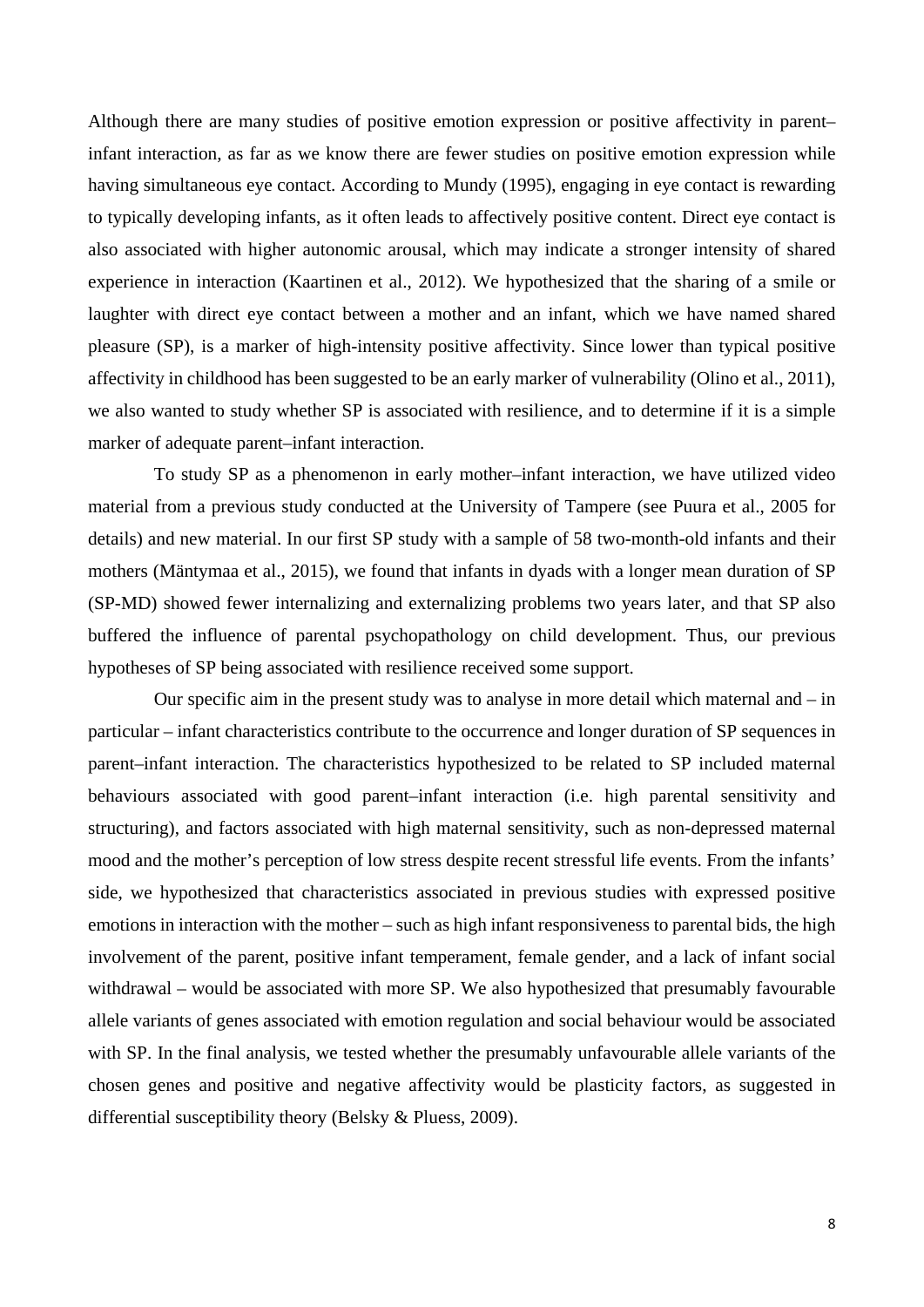Although there are many studies of positive emotion expression or positive affectivity in parent–infant interaction, as far as we know there are fewer studies on positive emotion expression while having simultaneous eye contact. According to Mundy (1995), engaging in eye contact is rewarding to typically developing infants, as it often leads to affectively positive content. Direct eye contact is also associated with higher autonomic arousal, which may indicate a stronger intensity of shared experience in interaction (Kaartinen et al., 2012). We hypothesized that the sharing of a smile or laughter with direct eye contact between a mother and an infant, which we have named shared pleasure (SP), is a marker of high-intensity positive affectivity. Since lower than typical positive affectivity in childhood has been suggested to be an early marker of vulnerability (Olino et al., 2011), we also wanted to study whether SP is associated with resilience, and to determine if it is a simple marker of adequate parent–infant interaction.

To study SP as a phenomenon in early mother–infant interaction, we have utilized video material from a previous study conducted at the University of Tampere (see Puura et al., 2005 for details) and new material. In our first SP study with a sample of 58 two-month-old infants and their mothers (Mäntymaa et al., 2015), we found that infants in dyads with a longer mean duration of SP (SP-MD) showed fewer internalizing and externalizing problems two years later, and that SP also buffered the influence of parental psychopathology on child development. Thus, our previous hypotheses of SP being associated with resilience received some support.

Our specific aim in the present study was to analyse in more detail which maternal and – in particular – infant characteristics contribute to the occurrence and longer duration of SP sequences in parent–infant interaction. The characteristics hypothesized to be related to SP included maternal behaviours associated with good parent–infant interaction (i.e. high parental sensitivity and structuring), and factors associated with high maternal sensitivity, such as non-depressed maternal mood and the mother's perception of low stress despite recent stressful life events. From the infants' side, we hypothesized that characteristics associated in previous studies with expressed positive emotions in interaction with the mother – such as high infant responsiveness to parental bids, the high involvement of the parent, positive infant temperament, female gender, and a lack of infant social withdrawal – would be associated with more SP. We also hypothesized that presumably favourable allele variants of genes associated with emotion regulation and social behaviour would be associated with SP. In the final analysis, we tested whether the presumably unfavourable allele variants of the chosen genes and positive and negative affectivity would be plasticity factors, as suggested in differential susceptibility theory (Belsky & Pluess, 2009).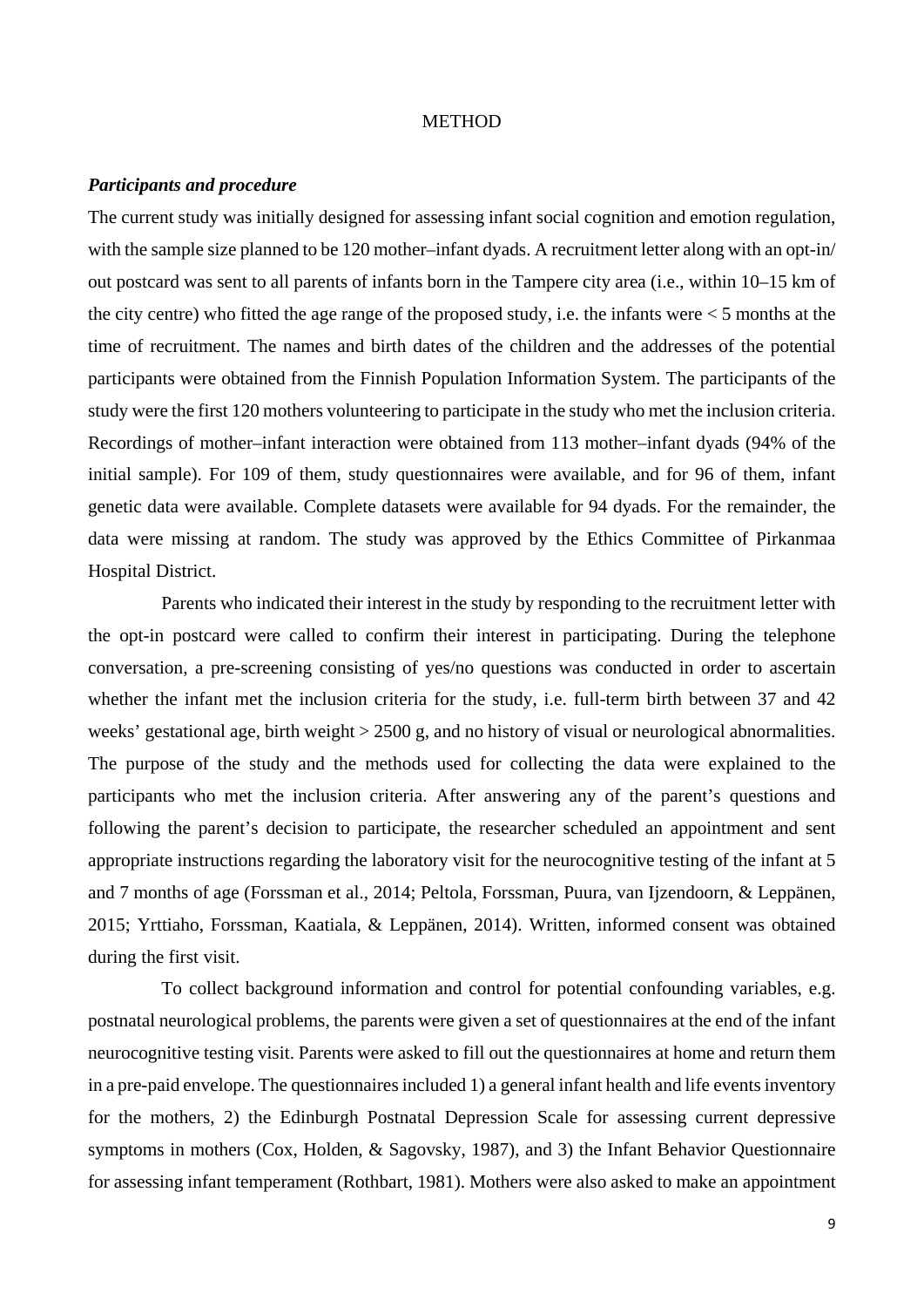# METHOD

***Participants and procedure***

The current study was initially designed for assessing infant social cognition and emotion regulation, with the sample size planned to be 120 mother–infant dyads. A recruitment letter along with an opt-in/ out postcard was sent to all parents of infants born in the Tampere city area (i.e., within 10–15 km of the city centre) who fitted the age range of the proposed study, i.e. the infants were < 5 months at the time of recruitment. The names and birth dates of the children and the addresses of the potential participants were obtained from the Finnish Population Information System. The participants of the study were the first 120 mothers volunteering to participate in the study who met the inclusion criteria. Recordings of mother–infant interaction were obtained from 113 mother–infant dyads (94% of the initial sample). For 109 of them, study questionnaires were available, and for 96 of them, infant genetic data were available. Complete datasets were available for 94 dyads. For the remainder, the data were missing at random. The study was approved by the Ethics Committee of Pirkanmaa Hospital District.

Parents who indicated their interest in the study by responding to the recruitment letter with the opt-in postcard were called to confirm their interest in participating. During the telephone conversation, a pre-screening consisting of yes/no questions was conducted in order to ascertain whether the infant met the inclusion criteria for the study, i.e. full-term birth between 37 and 42 weeks' gestational age, birth weight > 2500 g, and no history of visual or neurological abnormalities. The purpose of the study and the methods used for collecting the data were explained to the participants who met the inclusion criteria. After answering any of the parent's questions and following the parent's decision to participate, the researcher scheduled an appointment and sent appropriate instructions regarding the laboratory visit for the neurocognitive testing of the infant at 5 and 7 months of age (Forssman et al., 2014; Peltola, Forssman, Puura, van Ijzendoorn, & Leppänen, 2015; Yrttiaho, Forssman, Kaatiala, & Leppänen, 2014). Written, informed consent was obtained during the first visit.

To collect background information and control for potential confounding variables, e.g. postnatal neurological problems, the parents were given a set of questionnaires at the end of the infant neurocognitive testing visit. Parents were asked to fill out the questionnaires at home and return them in a pre-paid envelope. The questionnaires included 1) a general infant health and life events inventory for the mothers, 2) the Edinburgh Postnatal Depression Scale for assessing current depressive symptoms in mothers (Cox, Holden, & Sagovsky, 1987), and 3) the Infant Behavior Questionnaire for assessing infant temperament (Rothbart, 1981). Mothers were also asked to make an appointment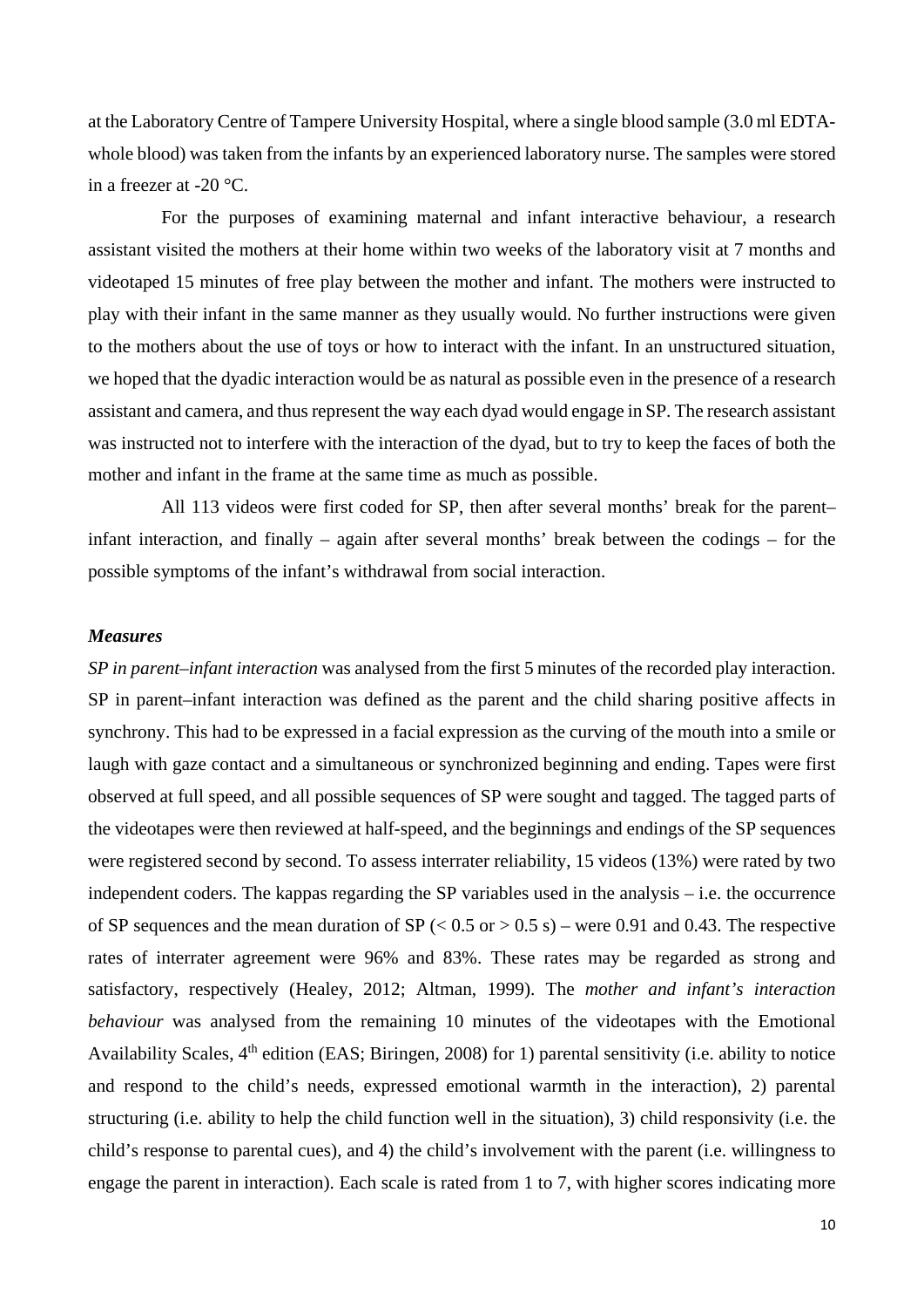at the Laboratory Centre of Tampere University Hospital, where a single blood sample (3.0 ml EDTA-whole blood) was taken from the infants by an experienced laboratory nurse. The samples were stored in a freezer at -20 °C.

For the purposes of examining maternal and infant interactive behaviour, a research assistant visited the mothers at their home within two weeks of the laboratory visit at 7 months and videotaped 15 minutes of free play between the mother and infant. The mothers were instructed to play with their infant in the same manner as they usually would. No further instructions were given to the mothers about the use of toys or how to interact with the infant. In an unstructured situation, we hoped that the dyadic interaction would be as natural as possible even in the presence of a research assistant and camera, and thus represent the way each dyad would engage in SP. The research assistant was instructed not to interfere with the interaction of the dyad, but to try to keep the faces of both the mother and infant in the frame at the same time as much as possible.

All 113 videos were first coded for SP, then after several months' break for the parent–infant interaction, and finally – again after several months' break between the codings – for the possible symptoms of the infant's withdrawal from social interaction.

### *Measures*

*SP in parent–infant interaction* was analysed from the first 5 minutes of the recorded play interaction. SP in parent–infant interaction was defined as the parent and the child sharing positive affects in synchrony. This had to be expressed in a facial expression as the curving of the mouth into a smile or laugh with gaze contact and a simultaneous or synchronized beginning and ending. Tapes were first observed at full speed, and all possible sequences of SP were sought and tagged. The tagged parts of the videotapes were then reviewed at half-speed, and the beginnings and endings of the SP sequences were registered second by second. To assess interrater reliability, 15 videos (13%) were rated by two independent coders. The kappas regarding the SP variables used in the analysis – i.e. the occurrence of SP sequences and the mean duration of SP ($< 0.5$ or $> 0.5$ s) – were 0.91 and 0.43. The respective rates of interrater agreement were 96% and 83%. These rates may be regarded as strong and satisfactory, respectively (Healey, 2012; Altman, 1999). The *mother and infant's interaction behaviour* was analysed from the remaining 10 minutes of the videotapes with the Emotional Availability Scales, 4th edition (EAS; Biringen, 2008) for 1) parental sensitivity (i.e. ability to notice and respond to the child's needs, expressed emotional warmth in the interaction), 2) parental structuring (i.e. ability to help the child function well in the situation), 3) child responsivity (i.e. the child's response to parental cues), and 4) the child's involvement with the parent (i.e. willingness to engage the parent in interaction). Each scale is rated from 1 to 7, with higher scores indicating more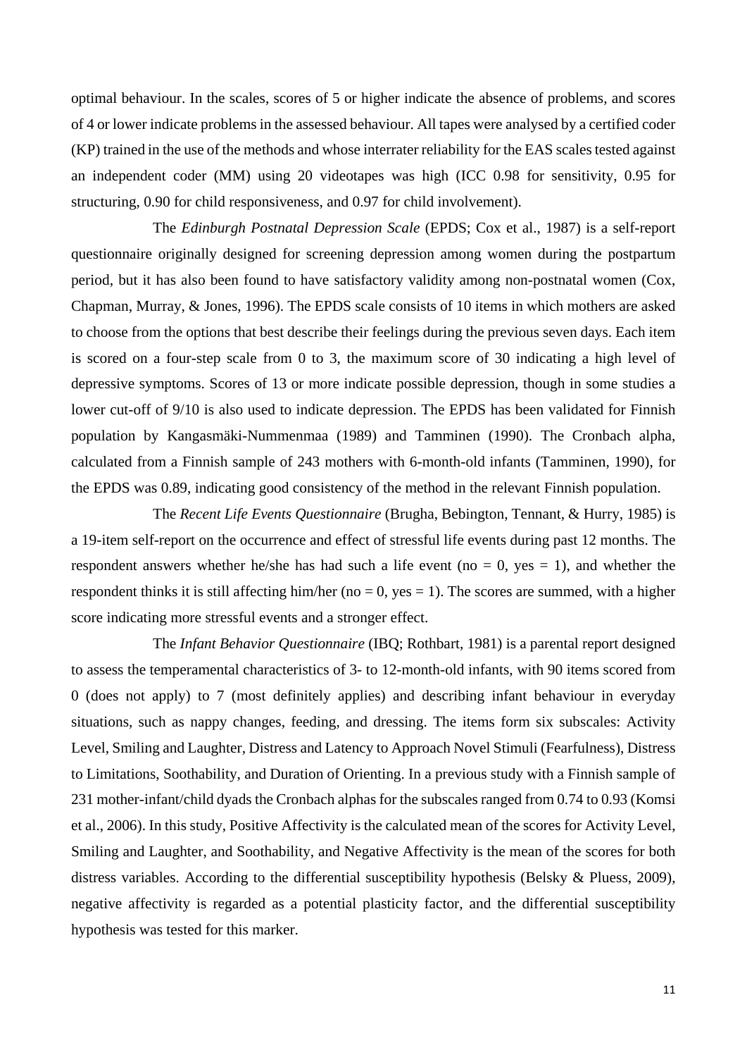optimal behaviour. In the scales, scores of 5 or higher indicate the absence of problems, and scores of 4 or lower indicate problems in the assessed behaviour. All tapes were analysed by a certified coder (KP) trained in the use of the methods and whose interrater reliability for the EAS scales tested against an independent coder (MM) using 20 videotapes was high (ICC 0.98 for sensitivity, 0.95 for structuring, 0.90 for child responsiveness, and 0.97 for child involvement).

The *Edinburgh Postnatal Depression Scale* (EPDS; Cox et al., 1987) is a self-report questionnaire originally designed for screening depression among women during the postpartum period, but it has also been found to have satisfactory validity among non-postnatal women (Cox, Chapman, Murray, & Jones, 1996). The EPDS scale consists of 10 items in which mothers are asked to choose from the options that best describe their feelings during the previous seven days. Each item is scored on a four-step scale from 0 to 3, the maximum score of 30 indicating a high level of depressive symptoms. Scores of 13 or more indicate possible depression, though in some studies a lower cut-off of 9/10 is also used to indicate depression. The EPDS has been validated for Finnish population by Kangasmäki-Nummenmaa (1989) and Tamminen (1990). The Cronbach alpha, calculated from a Finnish sample of 243 mothers with 6-month-old infants (Tamminen, 1990), for the EPDS was 0.89, indicating good consistency of the method in the relevant Finnish population.

The *Recent Life Events Questionnaire* (Brugha, Bebington, Tennant, & Hurry, 1985) is a 19-item self-report on the occurrence and effect of stressful life events during past 12 months. The respondent answers whether he/she has had such a life event (no = 0, yes = 1), and whether the respondent thinks it is still affecting him/her (no = 0, yes = 1). The scores are summed, with a higher score indicating more stressful events and a stronger effect.

The *Infant Behavior Questionnaire* (IBQ; Rothbart, 1981) is a parental report designed to assess the temperamental characteristics of 3- to 12-month-old infants, with 90 items scored from 0 (does not apply) to 7 (most definitely applies) and describing infant behaviour in everyday situations, such as nappy changes, feeding, and dressing. The items form six subscales: Activity Level, Smiling and Laughter, Distress and Latency to Approach Novel Stimuli (Fearfulness), Distress to Limitations, Soothability, and Duration of Orienting. In a previous study with a Finnish sample of 231 mother-infant/child dyads the Cronbach alphas for the subscales ranged from 0.74 to 0.93 (Komsi et al., 2006). In this study, Positive Affectivity is the calculated mean of the scores for Activity Level, Smiling and Laughter, and Soothability, and Negative Affectivity is the mean of the scores for both distress variables. According to the differential susceptibility hypothesis (Belsky & Pluess, 2009), negative affectivity is regarded as a potential plasticity factor, and the differential susceptibility hypothesis was tested for this marker.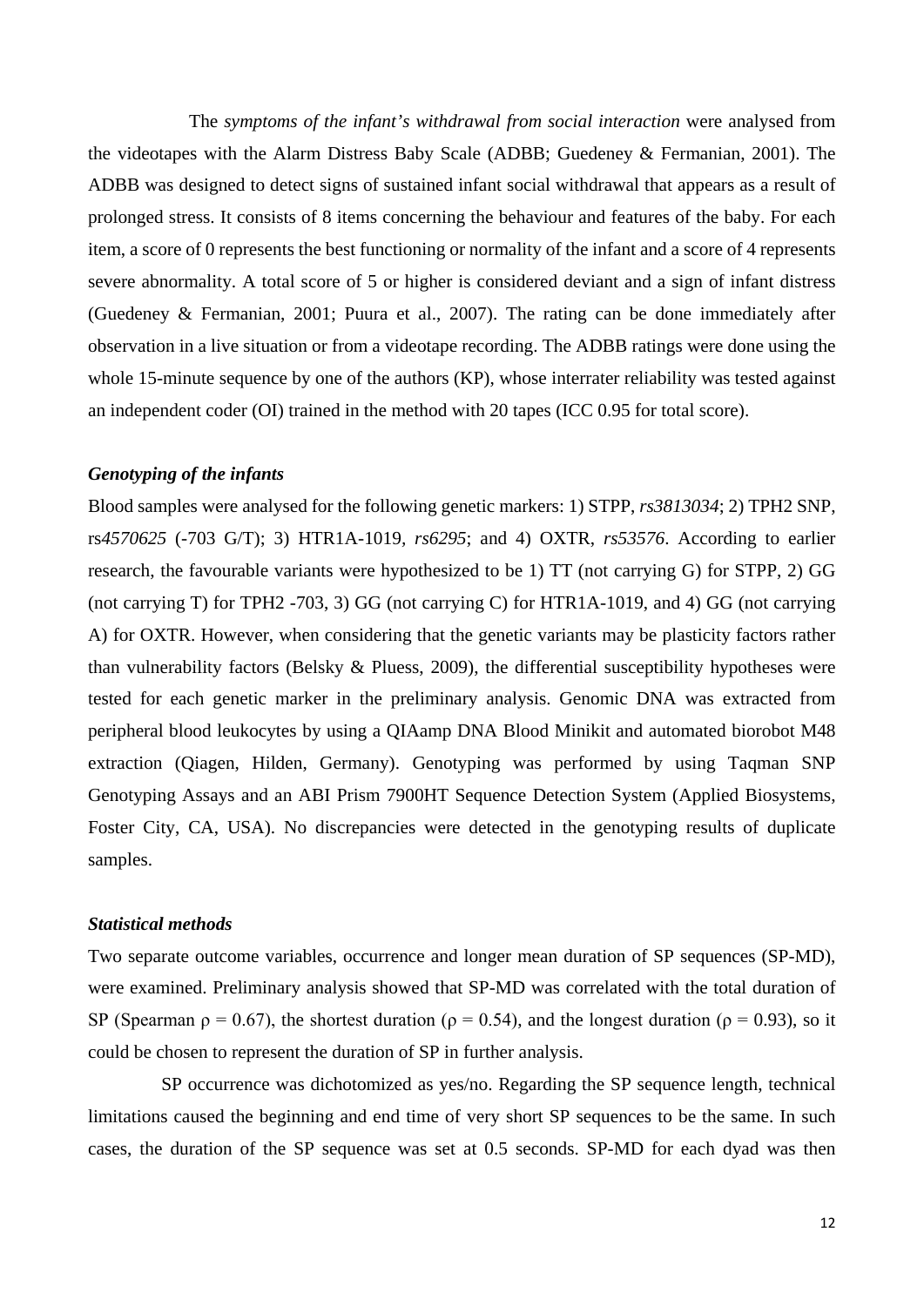The *symptoms of the infant's withdrawal from social interaction* were analysed from the videotapes with the Alarm Distress Baby Scale (ADBB; Guedeney & Fermanian, 2001). The ADBB was designed to detect signs of sustained infant social withdrawal that appears as a result of prolonged stress. It consists of 8 items concerning the behaviour and features of the baby. For each item, a score of 0 represents the best functioning or normality of the infant and a score of 4 represents severe abnormality. A total score of 5 or higher is considered deviant and a sign of infant distress (Guedeney & Fermanian, 2001; Puura et al., 2007). The rating can be done immediately after observation in a live situation or from a videotape recording. The ADBB ratings were done using the whole 15-minute sequence by one of the authors (KP), whose interrater reliability was tested against an independent coder (OI) trained in the method with 20 tapes (ICC 0.95 for total score).

### *Genotyping of the infants*

Blood samples were analysed for the following genetic markers: 1) STPP, *rs3813034*; 2) TPH2 SNP, rs*4570625* (-703 G/T); 3) HTR1A-1019, *rs6295*; and 4) OXTR, *rs53576*. According to earlier research, the favourable variants were hypothesized to be 1) TT (not carrying G) for STPP, 2) GG (not carrying T) for TPH2 -703, 3) GG (not carrying C) for HTR1A-1019, and 4) GG (not carrying A) for OXTR. However, when considering that the genetic variants may be plasticity factors rather than vulnerability factors (Belsky & Pluess, 2009), the differential susceptibility hypotheses were tested for each genetic marker in the preliminary analysis. Genomic DNA was extracted from peripheral blood leukocytes by using a QIAamp DNA Blood Minikit and automated biorobot M48 extraction (Qiagen, Hilden, Germany). Genotyping was performed by using Taqman SNP Genotyping Assays and an ABI Prism 7900HT Sequence Detection System (Applied Biosystems, Foster City, CA, USA). No discrepancies were detected in the genotyping results of duplicate samples.

### *Statistical methods*

Two separate outcome variables, occurrence and longer mean duration of SP sequences (SP-MD), were examined. Preliminary analysis showed that SP-MD was correlated with the total duration of SP (Spearman $\rho = 0.67$), the shortest duration ($\rho = 0.54$), and the longest duration ($\rho = 0.93$), so it could be chosen to represent the duration of SP in further analysis.

SP occurrence was dichotomized as yes/no. Regarding the SP sequence length, technical limitations caused the beginning and end time of very short SP sequences to be the same. In such cases, the duration of the SP sequence was set at 0.5 seconds. SP-MD for each dyad was then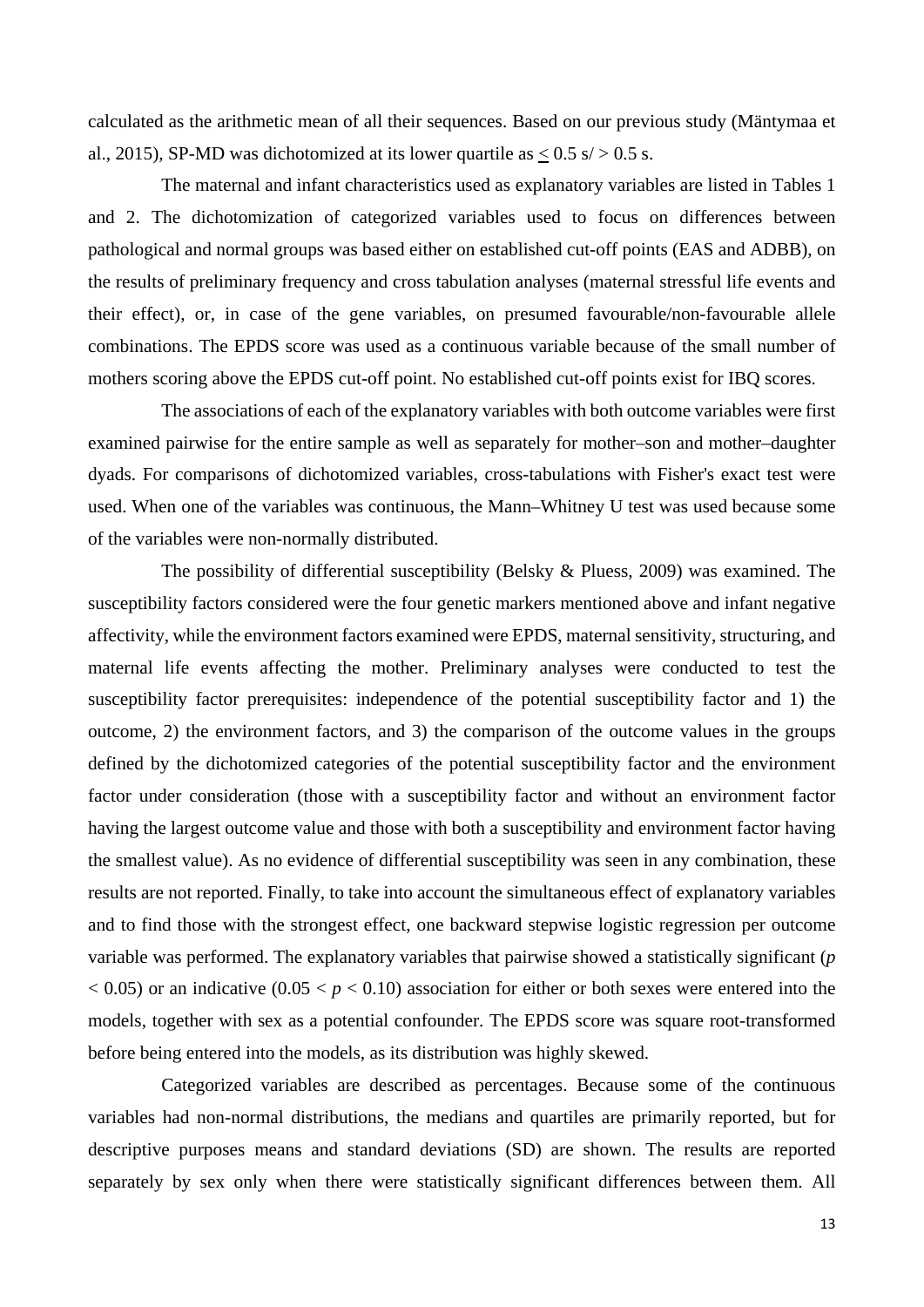calculated as the arithmetic mean of all their sequences. Based on our previous study (Mäntymaa et al., 2015), SP-MD was dichotomized at its lower quartile as $\leq 0.5$ s/ $> 0.5$ s.

The maternal and infant characteristics used as explanatory variables are listed in Tables 1 and 2. The dichotomization of categorized variables used to focus on differences between pathological and normal groups was based either on established cut-off points (EAS and ADBB), on the results of preliminary frequency and cross tabulation analyses (maternal stressful life events and their effect), or, in case of the gene variables, on presumed favourable/non-favourable allele combinations. The EPDS score was used as a continuous variable because of the small number of mothers scoring above the EPDS cut-off point. No established cut-off points exist for IBQ scores.

The associations of each of the explanatory variables with both outcome variables were first examined pairwise for the entire sample as well as separately for mother–son and mother–daughter dyads. For comparisons of dichotomized variables, cross-tabulations with Fisher's exact test were used. When one of the variables was continuous, the Mann–Whitney U test was used because some of the variables were non-normally distributed.

The possibility of differential susceptibility (Belsky & Pluess, 2009) was examined. The susceptibility factors considered were the four genetic markers mentioned above and infant negative affectivity, while the environment factors examined were EPDS, maternal sensitivity, structuring, and maternal life events affecting the mother. Preliminary analyses were conducted to test the susceptibility factor prerequisites: independence of the potential susceptibility factor and 1) the outcome, 2) the environment factors, and 3) the comparison of the outcome values in the groups defined by the dichotomized categories of the potential susceptibility factor and the environment factor under consideration (those with a susceptibility factor and without an environment factor having the largest outcome value and those with both a susceptibility and environment factor having the smallest value). As no evidence of differential susceptibility was seen in any combination, these results are not reported. Finally, to take into account the simultaneous effect of explanatory variables and to find those with the strongest effect, one backward stepwise logistic regression per outcome variable was performed. The explanatory variables that pairwise showed a statistically significant ($p < 0.05$) or an indicative ($0.05 < p < 0.10$) association for either or both sexes were entered into the models, together with sex as a potential confounder. The EPDS score was square root-transformed before being entered into the models, as its distribution was highly skewed.

Categorized variables are described as percentages. Because some of the continuous variables had non-normal distributions, the medians and quartiles are primarily reported, but for descriptive purposes means and standard deviations (SD) are shown. The results are reported separately by sex only when there were statistically significant differences between them. All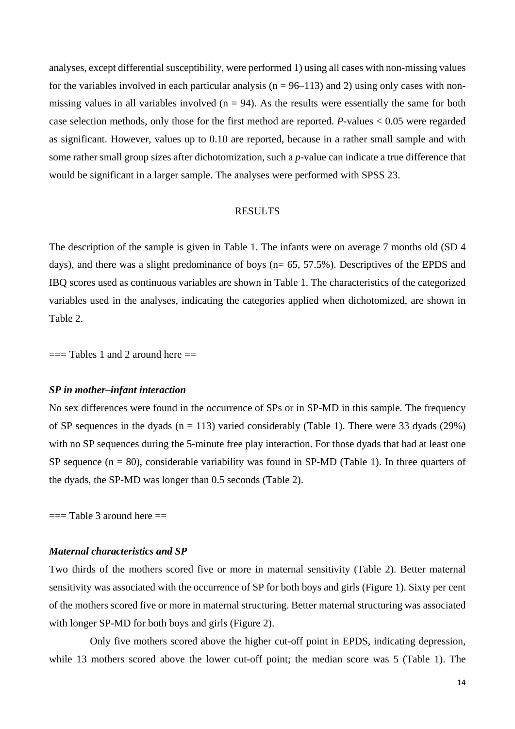analyses, except differential susceptibility, were performed 1) using all cases with non-missing values for the variables involved in each particular analysis (n = 96–113) and 2) using only cases with non-missing values in all variables involved (n = 94). As the results were essentially the same for both case selection methods, only those for the first method are reported. *P*-values < 0.05 were regarded as significant. However, values up to 0.10 are reported, because in a rather small sample and with some rather small group sizes after dichotomization, such a *p*-value can indicate a true difference that would be significant in a larger sample. The analyses were performed with SPSS 23.

## RESULTS

The description of the sample is given in Table 1. The infants were on average 7 months old (SD 4 days), and there was a slight predominance of boys (n= 65, 57.5%). Descriptives of the EPDS and IBQ scores used as continuous variables are shown in Table 1. The characteristics of the categorized variables used in the analyses, indicating the categories applied when dichotomized, are shown in Table 2.

=== Tables 1 and 2 around here ==

### *SP in mother–infant interaction*

No sex differences were found in the occurrence of SPs or in SP-MD in this sample. The frequency of SP sequences in the dyads (n = 113) varied considerably (Table 1). There were 33 dyads (29%) with no SP sequences during the 5-minute free play interaction. For those dyads that had at least one SP sequence (n = 80), considerable variability was found in SP-MD (Table 1). In three quarters of the dyads, the SP-MD was longer than 0.5 seconds (Table 2).

=== Table 3 around here ==

### *Maternal characteristics and SP*

Two thirds of the mothers scored five or more in maternal sensitivity (Table 2). Better maternal sensitivity was associated with the occurrence of SP for both boys and girls (Figure 1). Sixty per cent of the mothers scored five or more in maternal structuring. Better maternal structuring was associated with longer SP-MD for both boys and girls (Figure 2).

Only five mothers scored above the higher cut-off point in EPDS, indicating depression, while 13 mothers scored above the lower cut-off point; the median score was 5 (Table 1). The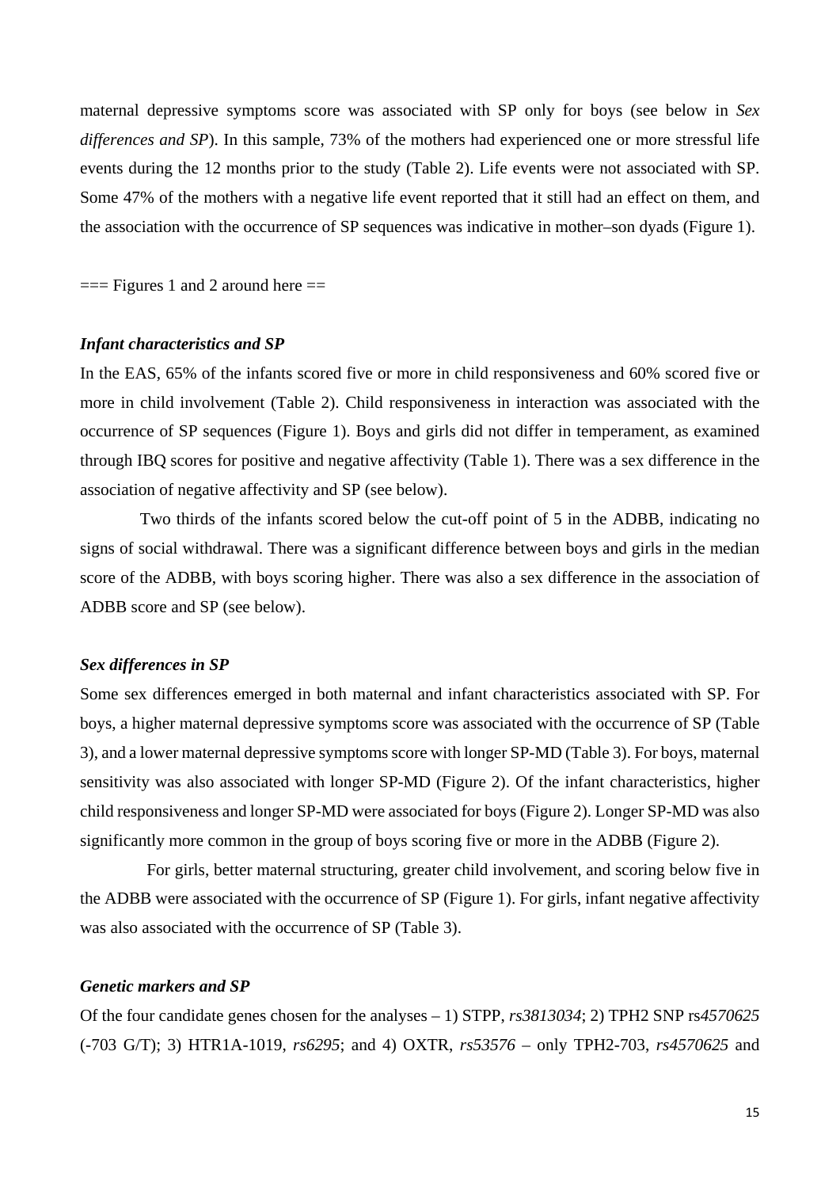maternal depressive symptoms score was associated with SP only for boys (see below in *Sex differences and SP*). In this sample, 73% of the mothers had experienced one or more stressful life events during the 12 months prior to the study (Table 2). Life events were not associated with SP. Some 47% of the mothers with a negative life event reported that it still had an effect on them, and the association with the occurrence of SP sequences was indicative in mother–son dyads (Figure 1).

=== Figures 1 and 2 around here ==

### *Infant characteristics and SP*

In the EAS, 65% of the infants scored five or more in child responsiveness and 60% scored five or more in child involvement (Table 2). Child responsiveness in interaction was associated with the occurrence of SP sequences (Figure 1). Boys and girls did not differ in temperament, as examined through IBQ scores for positive and negative affectivity (Table 1). There was a sex difference in the association of negative affectivity and SP (see below).

Two thirds of the infants scored below the cut-off point of 5 in the ADBB, indicating no signs of social withdrawal. There was a significant difference between boys and girls in the median score of the ADBB, with boys scoring higher. There was also a sex difference in the association of ADBB score and SP (see below).

### *Sex differences in SP*

Some sex differences emerged in both maternal and infant characteristics associated with SP. For boys, a higher maternal depressive symptoms score was associated with the occurrence of SP (Table 3), and a lower maternal depressive symptoms score with longer SP-MD (Table 3). For boys, maternal sensitivity was also associated with longer SP-MD (Figure 2). Of the infant characteristics, higher child responsiveness and longer SP-MD were associated for boys (Figure 2). Longer SP-MD was also significantly more common in the group of boys scoring five or more in the ADBB (Figure 2).

For girls, better maternal structuring, greater child involvement, and scoring below five in the ADBB were associated with the occurrence of SP (Figure 1). For girls, infant negative affectivity was also associated with the occurrence of SP (Table 3).

### *Genetic markers and SP*

Of the four candidate genes chosen for the analyses – 1) STPP, *rs3813034*; 2) TPH2 SNP rs*4570625* (-703 G/T); 3) HTR1A-1019, *rs6295*; and 4) OXTR, *rs53576* – only TPH2-703, *rs4570625* and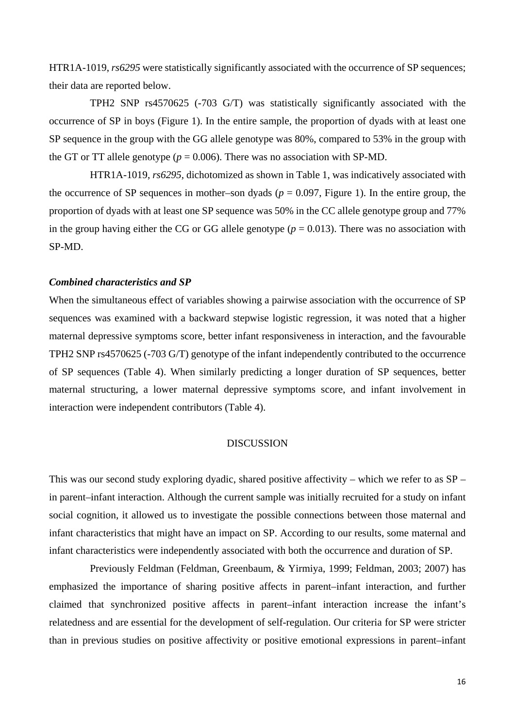HTR1A-1019, *rs6295* were statistically significantly associated with the occurrence of SP sequences; their data are reported below.

TPH2 SNP rs4570625 (-703 G/T) was statistically significantly associated with the occurrence of SP in boys (Figure 1). In the entire sample, the proportion of dyads with at least one SP sequence in the group with the GG allele genotype was 80%, compared to 53% in the group with the GT or TT allele genotype ($p = 0.006$). There was no association with SP-MD.

HTR1A-1019, *rs6295*, dichotomized as shown in Table 1, was indicatively associated with the occurrence of SP sequences in mother–son dyads ($p = 0.097$, Figure 1). In the entire group, the proportion of dyads with at least one SP sequence was 50% in the CC allele genotype group and 77% in the group having either the CG or GG allele genotype ($p = 0.013$). There was no association with SP-MD.

### *Combined characteristics and SP*

When the simultaneous effect of variables showing a pairwise association with the occurrence of SP sequences was examined with a backward stepwise logistic regression, it was noted that a higher maternal depressive symptoms score, better infant responsiveness in interaction, and the favourable TPH2 SNP rs4570625 (-703 G/T) genotype of the infant independently contributed to the occurrence of SP sequences (Table 4). When similarly predicting a longer duration of SP sequences, better maternal structuring, a lower maternal depressive symptoms score, and infant involvement in interaction were independent contributors (Table 4).

## DISCUSSION

This was our second study exploring dyadic, shared positive affectivity – which we refer to as SP – in parent–infant interaction. Although the current sample was initially recruited for a study on infant social cognition, it allowed us to investigate the possible connections between those maternal and infant characteristics that might have an impact on SP. According to our results, some maternal and infant characteristics were independently associated with both the occurrence and duration of SP.

Previously Feldman (Feldman, Greenbaum, & Yirmiya, 1999; Feldman, 2003; 2007) has emphasized the importance of sharing positive affects in parent–infant interaction, and further claimed that synchronized positive affects in parent–infant interaction increase the infant's relatedness and are essential for the development of self-regulation. Our criteria for SP were stricter than in previous studies on positive affectivity or positive emotional expressions in parent–infant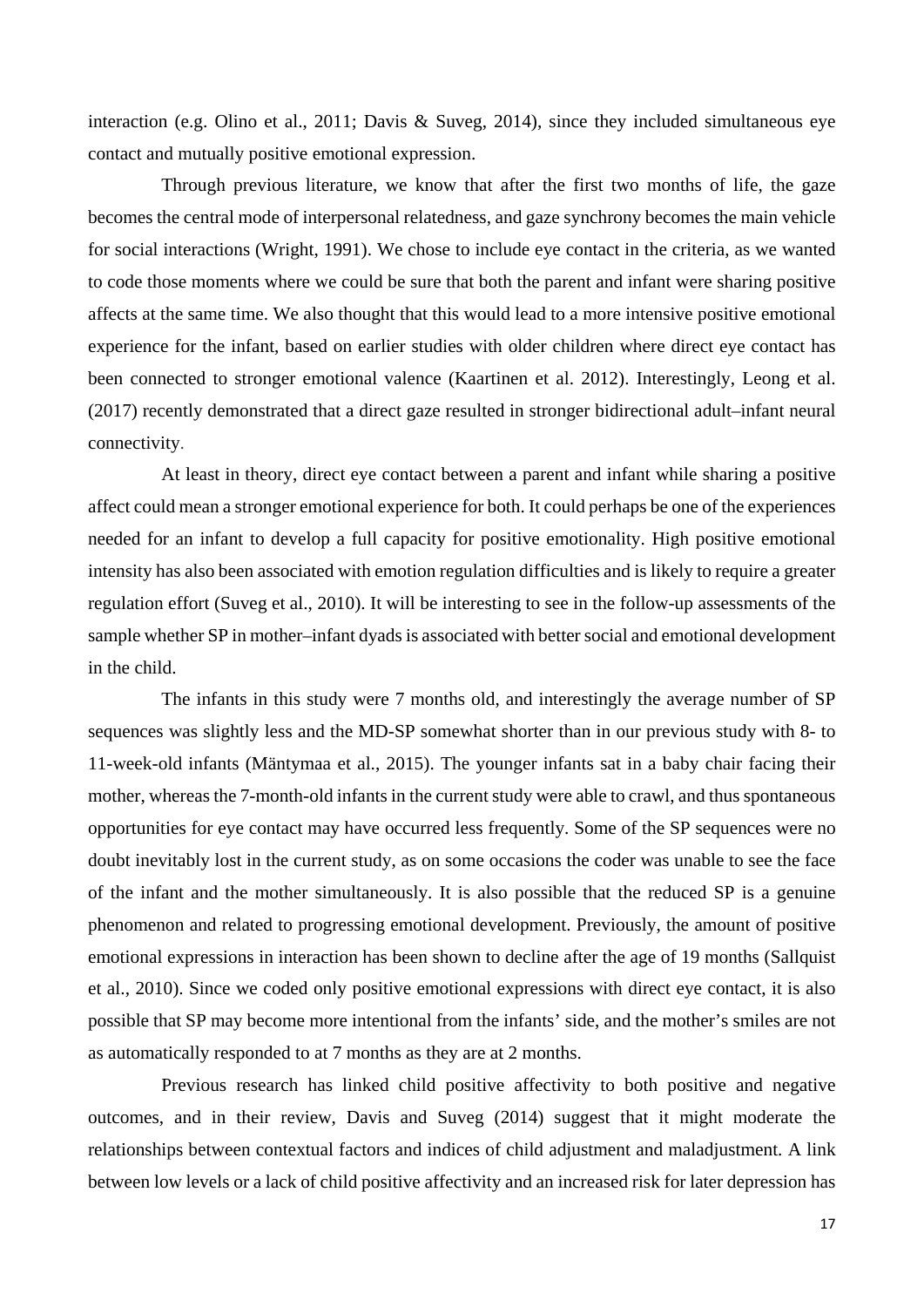interaction (e.g. Olino et al., 2011; Davis & Suveg, 2014), since they included simultaneous eye contact and mutually positive emotional expression.

Through previous literature, we know that after the first two months of life, the gaze becomes the central mode of interpersonal relatedness, and gaze synchrony becomes the main vehicle for social interactions (Wright, 1991). We chose to include eye contact in the criteria, as we wanted to code those moments where we could be sure that both the parent and infant were sharing positive affects at the same time. We also thought that this would lead to a more intensive positive emotional experience for the infant, based on earlier studies with older children where direct eye contact has been connected to stronger emotional valence (Kaartinen et al. 2012). Interestingly, Leong et al. (2017) recently demonstrated that a direct gaze resulted in stronger bidirectional adult–infant neural connectivity.

At least in theory, direct eye contact between a parent and infant while sharing a positive affect could mean a stronger emotional experience for both. It could perhaps be one of the experiences needed for an infant to develop a full capacity for positive emotionality. High positive emotional intensity has also been associated with emotion regulation difficulties and is likely to require a greater regulation effort (Suveg et al., 2010). It will be interesting to see in the follow-up assessments of the sample whether SP in mother–infant dyads is associated with better social and emotional development in the child.

The infants in this study were 7 months old, and interestingly the average number of SP sequences was slightly less and the MD-SP somewhat shorter than in our previous study with 8- to 11-week-old infants (Mäntymaa et al., 2015). The younger infants sat in a baby chair facing their mother, whereas the 7-month-old infants in the current study were able to crawl, and thus spontaneous opportunities for eye contact may have occurred less frequently. Some of the SP sequences were no doubt inevitably lost in the current study, as on some occasions the coder was unable to see the face of the infant and the mother simultaneously. It is also possible that the reduced SP is a genuine phenomenon and related to progressing emotional development. Previously, the amount of positive emotional expressions in interaction has been shown to decline after the age of 19 months (Sallquist et al., 2010). Since we coded only positive emotional expressions with direct eye contact, it is also possible that SP may become more intentional from the infants' side, and the mother's smiles are not as automatically responded to at 7 months as they are at 2 months.

Previous research has linked child positive affectivity to both positive and negative outcomes, and in their review, Davis and Suveg (2014) suggest that it might moderate the relationships between contextual factors and indices of child adjustment and maladjustment. A link between low levels or a lack of child positive affectivity and an increased risk for later depression has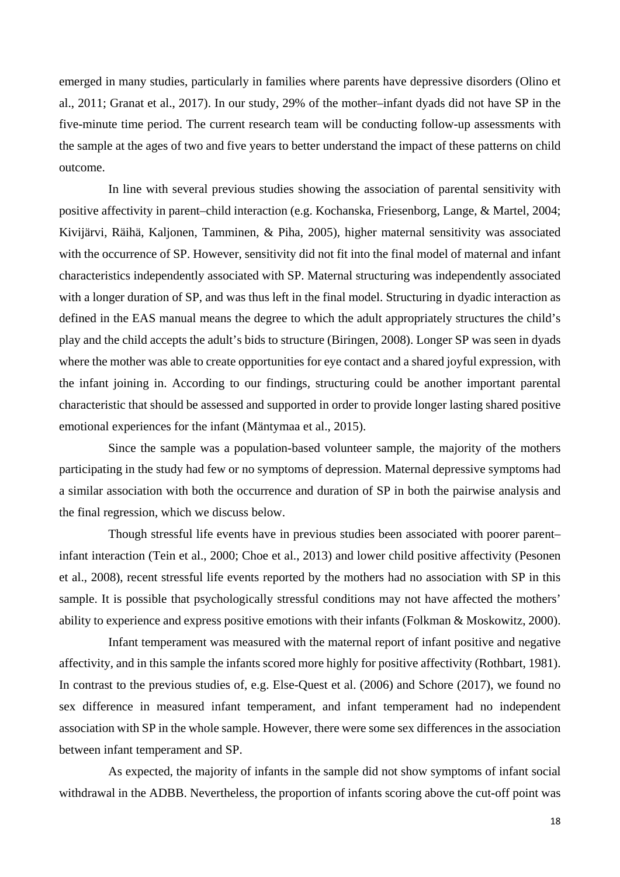emerged in many studies, particularly in families where parents have depressive disorders (Olino et al., 2011; Granat et al., 2017). In our study, 29% of the mother–infant dyads did not have SP in the five-minute time period. The current research team will be conducting follow-up assessments with the sample at the ages of two and five years to better understand the impact of these patterns on child outcome.

In line with several previous studies showing the association of parental sensitivity with positive affectivity in parent–child interaction (e.g. Kochanska, Friesenborg, Lange, & Martel, 2004; Kivijärvi, Räihä, Kaljonen, Tamminen, & Piha, 2005), higher maternal sensitivity was associated with the occurrence of SP. However, sensitivity did not fit into the final model of maternal and infant characteristics independently associated with SP. Maternal structuring was independently associated with a longer duration of SP, and was thus left in the final model. Structuring in dyadic interaction as defined in the EAS manual means the degree to which the adult appropriately structures the child's play and the child accepts the adult's bids to structure (Biringen, 2008). Longer SP was seen in dyads where the mother was able to create opportunities for eye contact and a shared joyful expression, with the infant joining in. According to our findings, structuring could be another important parental characteristic that should be assessed and supported in order to provide longer lasting shared positive emotional experiences for the infant (Mäntymaa et al., 2015).

Since the sample was a population-based volunteer sample, the majority of the mothers participating in the study had few or no symptoms of depression. Maternal depressive symptoms had a similar association with both the occurrence and duration of SP in both the pairwise analysis and the final regression, which we discuss below.

Though stressful life events have in previous studies been associated with poorer parent–infant interaction (Tein et al., 2000; Choe et al., 2013) and lower child positive affectivity (Pesonen et al., 2008), recent stressful life events reported by the mothers had no association with SP in this sample. It is possible that psychologically stressful conditions may not have affected the mothers' ability to experience and express positive emotions with their infants (Folkman & Moskowitz, 2000).

Infant temperament was measured with the maternal report of infant positive and negative affectivity, and in this sample the infants scored more highly for positive affectivity (Rothbart, 1981). In contrast to the previous studies of, e.g. Else-Quest et al. (2006) and Schore (2017), we found no sex difference in measured infant temperament, and infant temperament had no independent association with SP in the whole sample. However, there were some sex differences in the association between infant temperament and SP.

As expected, the majority of infants in the sample did not show symptoms of infant social withdrawal in the ADBB. Nevertheless, the proportion of infants scoring above the cut-off point was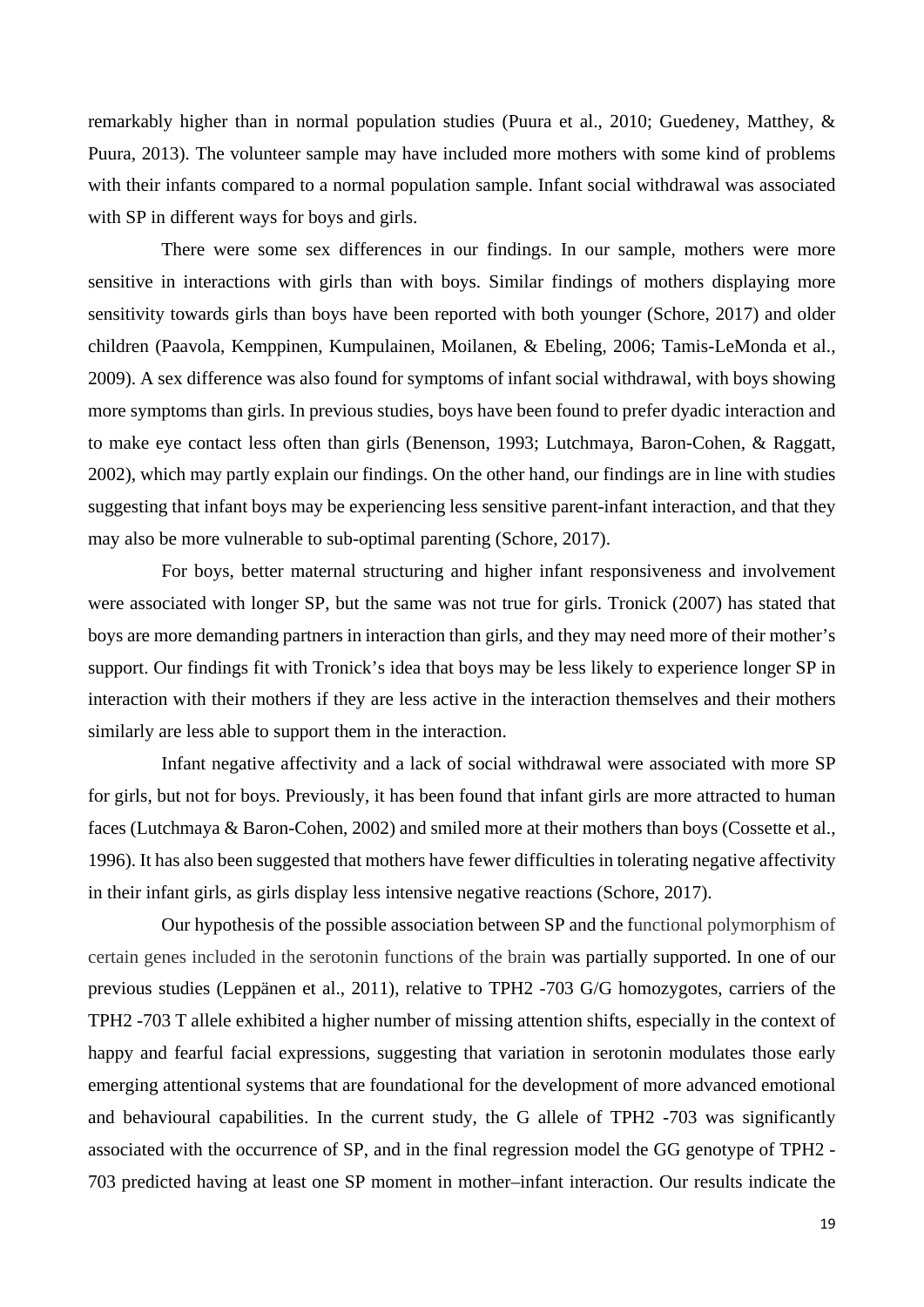remarkably higher than in normal population studies (Puura et al., 2010; Guedeney, Matthey, & Puura, 2013). The volunteer sample may have included more mothers with some kind of problems with their infants compared to a normal population sample. Infant social withdrawal was associated with SP in different ways for boys and girls.

There were some sex differences in our findings. In our sample, mothers were more sensitive in interactions with girls than with boys. Similar findings of mothers displaying more sensitivity towards girls than boys have been reported with both younger (Schore, 2017) and older children (Paavola, Kemppinen, Kumpulainen, Moilanen, & Ebeling, 2006; Tamis-LeMonda et al., 2009). A sex difference was also found for symptoms of infant social withdrawal, with boys showing more symptoms than girls. In previous studies, boys have been found to prefer dyadic interaction and to make eye contact less often than girls (Benenson, 1993; Lutchmaya, Baron-Cohen, & Raggatt, 2002), which may partly explain our findings. On the other hand, our findings are in line with studies suggesting that infant boys may be experiencing less sensitive parent-infant interaction, and that they may also be more vulnerable to sub-optimal parenting (Schore, 2017).

For boys, better maternal structuring and higher infant responsiveness and involvement were associated with longer SP, but the same was not true for girls. Tronick (2007) has stated that boys are more demanding partners in interaction than girls, and they may need more of their mother's support. Our findings fit with Tronick's idea that boys may be less likely to experience longer SP in interaction with their mothers if they are less active in the interaction themselves and their mothers similarly are less able to support them in the interaction.

Infant negative affectivity and a lack of social withdrawal were associated with more SP for girls, but not for boys. Previously, it has been found that infant girls are more attracted to human faces (Lutchmaya & Baron-Cohen, 2002) and smiled more at their mothers than boys (Cossette et al., 1996). It has also been suggested that mothers have fewer difficulties in tolerating negative affectivity in their infant girls, as girls display less intensive negative reactions (Schore, 2017).

Our hypothesis of the possible association between SP and the functional polymorphism of certain genes included in the serotonin functions of the brain was partially supported. In one of our previous studies (Leppänen et al., 2011), relative to TPH2 -703 G/G homozygotes, carriers of the TPH2 -703 T allele exhibited a higher number of missing attention shifts, especially in the context of happy and fearful facial expressions, suggesting that variation in serotonin modulates those early emerging attentional systems that are foundational for the development of more advanced emotional and behavioural capabilities. In the current study, the G allele of TPH2 -703 was significantly associated with the occurrence of SP, and in the final regression model the GG genotype of TPH2 -703 predicted having at least one SP moment in mother–infant interaction. Our results indicate the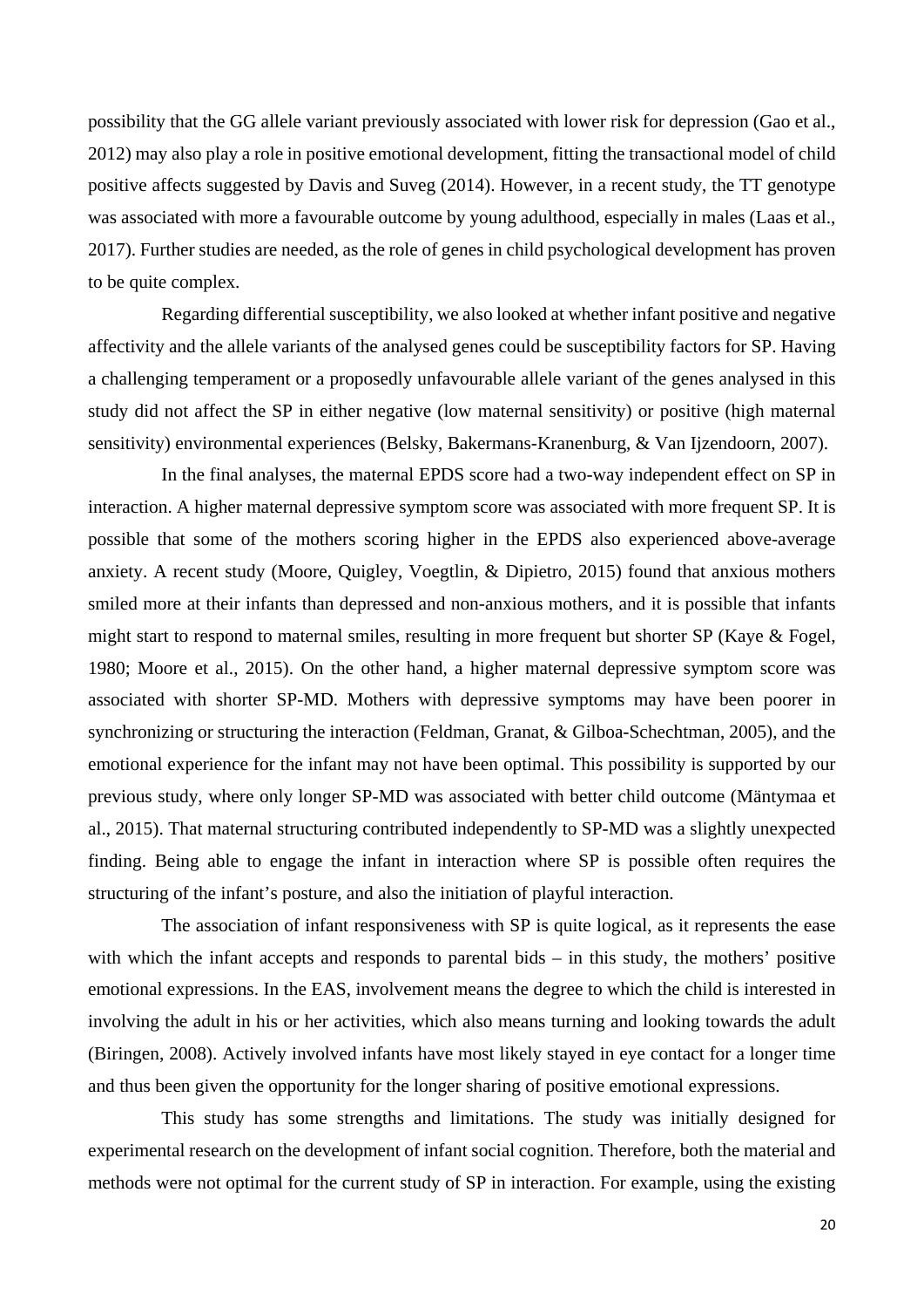possibility that the GG allele variant previously associated with lower risk for depression (Gao et al., 2012) may also play a role in positive emotional development, fitting the transactional model of child positive affects suggested by Davis and Suveg (2014). However, in a recent study, the TT genotype was associated with more a favourable outcome by young adulthood, especially in males (Laas et al., 2017). Further studies are needed, as the role of genes in child psychological development has proven to be quite complex.

Regarding differential susceptibility, we also looked at whether infant positive and negative affectivity and the allele variants of the analysed genes could be susceptibility factors for SP. Having a challenging temperament or a proposedly unfavourable allele variant of the genes analysed in this study did not affect the SP in either negative (low maternal sensitivity) or positive (high maternal sensitivity) environmental experiences (Belsky, Bakermans-Kranenburg, & Van Ijzendoorn, 2007).

In the final analyses, the maternal EPDS score had a two-way independent effect on SP in interaction. A higher maternal depressive symptom score was associated with more frequent SP. It is possible that some of the mothers scoring higher in the EPDS also experienced above-average anxiety. A recent study (Moore, Quigley, Voegtlin, & Dipietro, 2015) found that anxious mothers smiled more at their infants than depressed and non-anxious mothers, and it is possible that infants might start to respond to maternal smiles, resulting in more frequent but shorter SP (Kaye & Fogel, 1980; Moore et al., 2015). On the other hand, a higher maternal depressive symptom score was associated with shorter SP-MD. Mothers with depressive symptoms may have been poorer in synchronizing or structuring the interaction (Feldman, Granat, & Gilboa-Schechtman, 2005), and the emotional experience for the infant may not have been optimal. This possibility is supported by our previous study, where only longer SP-MD was associated with better child outcome (Mäntymaa et al., 2015). That maternal structuring contributed independently to SP-MD was a slightly unexpected finding. Being able to engage the infant in interaction where SP is possible often requires the structuring of the infant's posture, and also the initiation of playful interaction.

The association of infant responsiveness with SP is quite logical, as it represents the ease with which the infant accepts and responds to parental bids – in this study, the mothers' positive emotional expressions. In the EAS, involvement means the degree to which the child is interested in involving the adult in his or her activities, which also means turning and looking towards the adult (Biringen, 2008). Actively involved infants have most likely stayed in eye contact for a longer time and thus been given the opportunity for the longer sharing of positive emotional expressions.

This study has some strengths and limitations. The study was initially designed for experimental research on the development of infant social cognition. Therefore, both the material and methods were not optimal for the current study of SP in interaction. For example, using the existing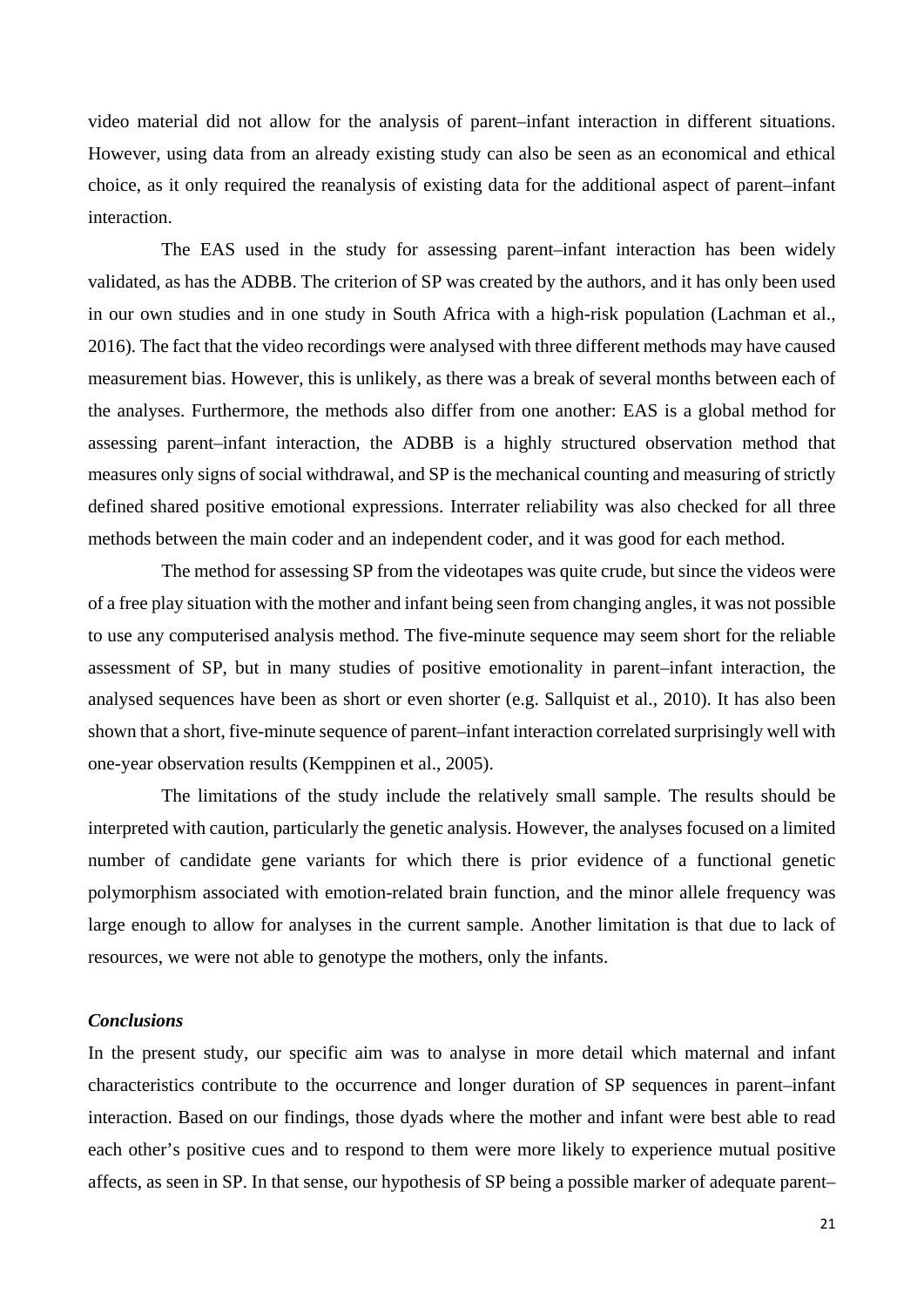video material did not allow for the analysis of parent–infant interaction in different situations. However, using data from an already existing study can also be seen as an economical and ethical choice, as it only required the reanalysis of existing data for the additional aspect of parent–infant interaction.

The EAS used in the study for assessing parent–infant interaction has been widely validated, as has the ADBB. The criterion of SP was created by the authors, and it has only been used in our own studies and in one study in South Africa with a high-risk population (Lachman et al., 2016). The fact that the video recordings were analysed with three different methods may have caused measurement bias. However, this is unlikely, as there was a break of several months between each of the analyses. Furthermore, the methods also differ from one another: EAS is a global method for assessing parent–infant interaction, the ADBB is a highly structured observation method that measures only signs of social withdrawal, and SP is the mechanical counting and measuring of strictly defined shared positive emotional expressions. Interrater reliability was also checked for all three methods between the main coder and an independent coder, and it was good for each method.

The method for assessing SP from the videotapes was quite crude, but since the videos were of a free play situation with the mother and infant being seen from changing angles, it was not possible to use any computerised analysis method. The five-minute sequence may seem short for the reliable assessment of SP, but in many studies of positive emotionality in parent–infant interaction, the analysed sequences have been as short or even shorter (e.g. Sallquist et al., 2010). It has also been shown that a short, five-minute sequence of parent–infant interaction correlated surprisingly well with one-year observation results (Kemppinen et al., 2005).

The limitations of the study include the relatively small sample. The results should be interpreted with caution, particularly the genetic analysis. However, the analyses focused on a limited number of candidate gene variants for which there is prior evidence of a functional genetic polymorphism associated with emotion-related brain function, and the minor allele frequency was large enough to allow for analyses in the current sample. Another limitation is that due to lack of resources, we were not able to genotype the mothers, only the infants.

### *Conclusions*

In the present study, our specific aim was to analyse in more detail which maternal and infant characteristics contribute to the occurrence and longer duration of SP sequences in parent–infant interaction. Based on our findings, those dyads where the mother and infant were best able to read each other's positive cues and to respond to them were more likely to experience mutual positive affects, as seen in SP. In that sense, our hypothesis of SP being a possible marker of adequate parent–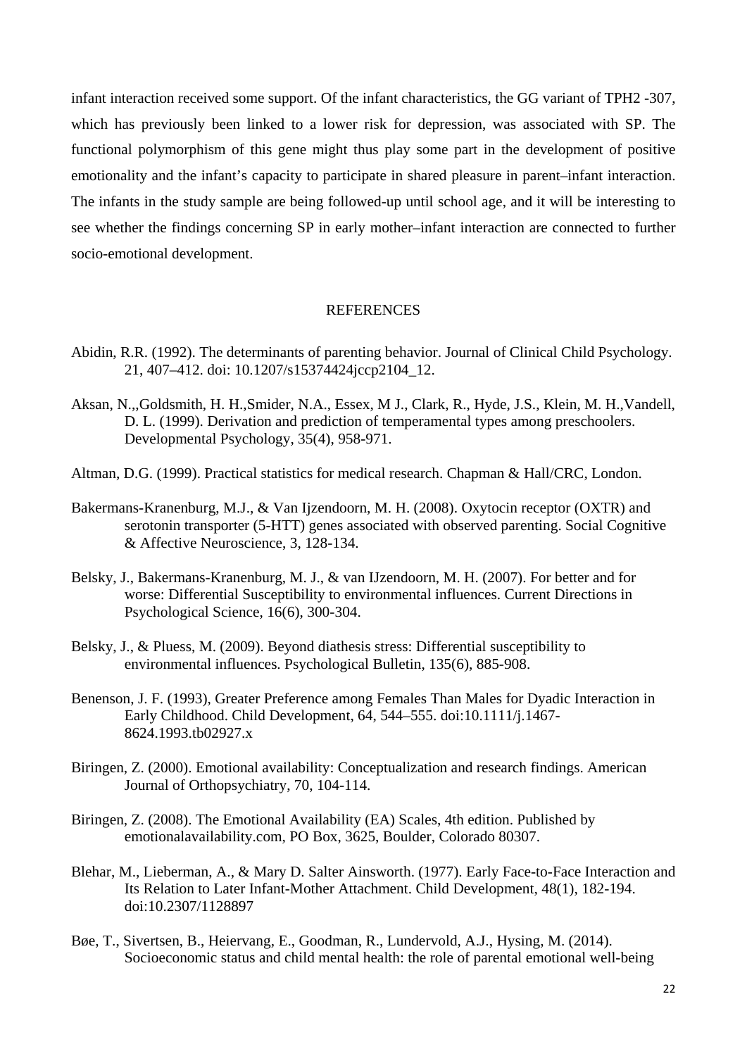infant interaction received some support. Of the infant characteristics, the GG variant of TPH2 -307, which has previously been linked to a lower risk for depression, was associated with SP. The functional polymorphism of this gene might thus play some part in the development of positive emotionality and the infant's capacity to participate in shared pleasure in parent–infant interaction. The infants in the study sample are being followed-up until school age, and it will be interesting to see whether the findings concerning SP in early mother–infant interaction are connected to further socio-emotional development.

## REFERENCES

Abidin, R.R. (1992). The determinants of parenting behavior. Journal of Clinical Child Psychology. 21, 407–412. doi: 10.1207/s15374424jccp2104_12.

Aksan, N.,,Goldsmith, H. H.,Smider, N.A., Essex, M J., Clark, R., Hyde, J.S., Klein, M. H.,Vandell, D. L. (1999). Derivation and prediction of temperamental types among preschoolers. Developmental Psychology, 35(4), 958-971.

Altman, D.G. (1999). Practical statistics for medical research. Chapman & Hall/CRC, London.

Bakermans-Kranenburg, M.J., & Van Ijzendoorn, M. H. (2008). Oxytocin receptor (OXTR) and serotonin transporter (5-HTT) genes associated with observed parenting. Social Cognitive & Affective Neuroscience, 3, 128-134.

Belsky, J., Bakermans-Kranenburg, M. J., & van IJzendoorn, M. H. (2007). For better and for worse: Differential Susceptibility to environmental influences. Current Directions in Psychological Science, 16(6), 300-304.

Belsky, J., & Pluess, M. (2009). Beyond diathesis stress: Differential susceptibility to environmental influences. Psychological Bulletin, 135(6), 885-908.

Benenson, J. F. (1993), Greater Preference among Females Than Males for Dyadic Interaction in Early Childhood. Child Development, 64, 544–555. doi:10.1111/j.1467-8624.1993.tb02927.x

Biringen, Z. (2000). Emotional availability: Conceptualization and research findings. American Journal of Orthopsychiatry, 70, 104-114.

Biringen, Z. (2008). The Emotional Availability (EA) Scales, 4th edition. Published by emotionalavailability.com, PO Box, 3625, Boulder, Colorado 80307.

Blehar, M., Lieberman, A., & Mary D. Salter Ainsworth. (1977). Early Face-to-Face Interaction and Its Relation to Later Infant-Mother Attachment. Child Development, 48(1), 182-194. doi:10.2307/1128897

Bøe, T., Sivertsen, B., Heiervang, E., Goodman, R., Lundervold, A.J., Hysing, M. (2014). Socioeconomic status and child mental health: the role of parental emotional well-being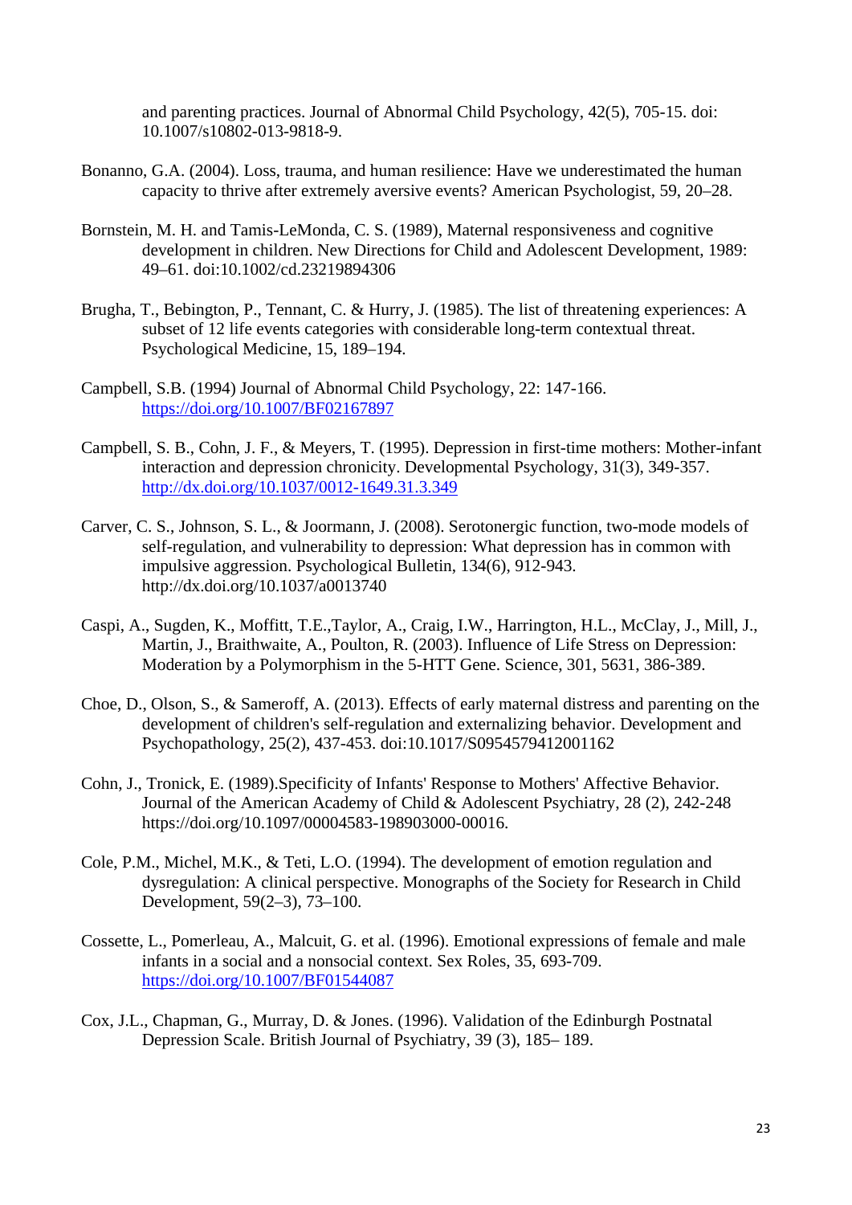and parenting practices. Journal of Abnormal Child Psychology, 42(5), 705-15. doi: 10.1007/s10802-013-9818-9.

Bonanno, G.A. (2004). Loss, trauma, and human resilience: Have we underestimated the human capacity to thrive after extremely aversive events? American Psychologist, 59, 20–28.

Bornstein, M. H. and Tamis-LeMonda, C. S. (1989), Maternal responsiveness and cognitive development in children. New Directions for Child and Adolescent Development, 1989: 49–61. doi:10.1002/cd.23219894306

Brugha, T., Bebington, P., Tennant, C. & Hurry, J. (1985). The list of threatening experiences: A subset of 12 life events categories with considerable long-term contextual threat. Psychological Medicine, 15, 189–194.

Campbell, S.B. (1994) Journal of Abnormal Child Psychology, 22: 147-166. https://doi.org/10.1007/BF02167897

Campbell, S. B., Cohn, J. F., & Meyers, T. (1995). Depression in first-time mothers: Mother-infant interaction and depression chronicity. Developmental Psychology, 31(3), 349-357. http://dx.doi.org/10.1037/0012-1649.31.3.349

Carver, C. S., Johnson, S. L., & Joormann, J. (2008). Serotonergic function, two-mode models of self-regulation, and vulnerability to depression: What depression has in common with impulsive aggression. Psychological Bulletin, 134(6), 912-943. http://dx.doi.org/10.1037/a0013740

Caspi, A., Sugden, K., Moffitt, T.E.,Taylor, A., Craig, I.W., Harrington, H.L., McClay, J., Mill, J., Martin, J., Braithwaite, A., Poulton, R. (2003). Influence of Life Stress on Depression: Moderation by a Polymorphism in the 5-HTT Gene. Science, 301, 5631, 386-389.

Choe, D., Olson, S., & Sameroff, A. (2013). Effects of early maternal distress and parenting on the development of children's self-regulation and externalizing behavior. Development and Psychopathology, 25(2), 437-453. doi:10.1017/S0954579412001162

Cohn, J., Tronick, E. (1989).Specificity of Infants' Response to Mothers' Affective Behavior. Journal of the American Academy of Child & Adolescent Psychiatry, 28 (2), 242-248 https://doi.org/10.1097/00004583-198903000-00016.

Cole, P.M., Michel, M.K., & Teti, L.O. (1994). The development of emotion regulation and dysregulation: A clinical perspective. Monographs of the Society for Research in Child Development, 59(2–3), 73–100.

Cossette, L., Pomerleau, A., Malcuit, G. et al. (1996). Emotional expressions of female and male infants in a social and a nonsocial context. Sex Roles, 35, 693-709. https://doi.org/10.1007/BF01544087

Cox, J.L., Chapman, G., Murray, D. & Jones. (1996). Validation of the Edinburgh Postnatal Depression Scale. British Journal of Psychiatry, 39 (3), 185– 189.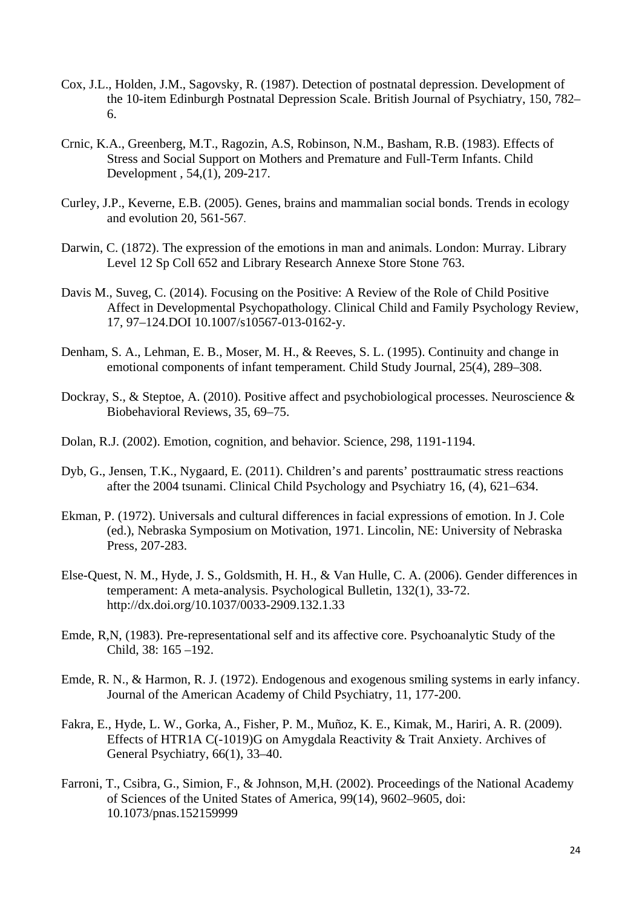Cox, J.L., Holden, J.M., Sagovsky, R. (1987). Detection of postnatal depression. Development of the 10-item Edinburgh Postnatal Depression Scale. British Journal of Psychiatry, 150, 782–6.

Crnic, K.A., Greenberg, M.T., Ragozin, A.S, Robinson, N.M., Basham, R.B. (1983). Effects of Stress and Social Support on Mothers and Premature and Full-Term Infants. Child Development , 54,(1), 209-217.

Curley, J.P., Keverne, E.B. (2005). Genes, brains and mammalian social bonds. Trends in ecology and evolution 20, 561-567.

Darwin, C. (1872). The expression of the emotions in man and animals. London: Murray. Library Level 12 Sp Coll 652 and Library Research Annexe Store Stone 763.

Davis M., Suveg, C. (2014). Focusing on the Positive: A Review of the Role of Child Positive Affect in Developmental Psychopathology. Clinical Child and Family Psychology Review, 17, 97–124.DOI 10.1007/s10567-013-0162-y.

Denham, S. A., Lehman, E. B., Moser, M. H., & Reeves, S. L. (1995). Continuity and change in emotional components of infant temperament. Child Study Journal, 25(4), 289–308.

Dockray, S., & Steptoe, A. (2010). Positive affect and psychobiological processes. Neuroscience & Biobehavioral Reviews, 35, 69–75.

Dolan, R.J. (2002). Emotion, cognition, and behavior. Science, 298, 1191-1194.

Dyb, G., Jensen, T.K., Nygaard, E. (2011). Children's and parents' posttraumatic stress reactions after the 2004 tsunami. Clinical Child Psychology and Psychiatry 16, (4), 621–634.

Ekman, P. (1972). Universals and cultural differences in facial expressions of emotion. In J. Cole (ed.), Nebraska Symposium on Motivation, 1971. Lincolin, NE: University of Nebraska Press, 207-283.

Else-Quest, N. M., Hyde, J. S., Goldsmith, H. H., & Van Hulle, C. A. (2006). Gender differences in temperament: A meta-analysis. Psychological Bulletin, 132(1), 33-72. http://dx.doi.org/10.1037/0033-2909.132.1.33

Emde, R,N, (1983). Pre-representational self and its affective core. Psychoanalytic Study of the Child, 38: 165 –192.

Emde, R. N., & Harmon, R. J. (1972). Endogenous and exogenous smiling systems in early infancy. Journal of the American Academy of Child Psychiatry, 11, 177-200.

Fakra, E., Hyde, L. W., Gorka, A., Fisher, P. M., Muñoz, K. E., Kimak, M., Hariri, A. R. (2009). Effects of HTR1A C(-1019)G on Amygdala Reactivity & Trait Anxiety. Archives of General Psychiatry, 66(1), 33–40.

Farroni, T., Csibra, G., Simion, F., & Johnson, M,H. (2002). Proceedings of the National Academy of Sciences of the United States of America, 99(14), 9602–9605, doi: 10.1073/pnas.152159999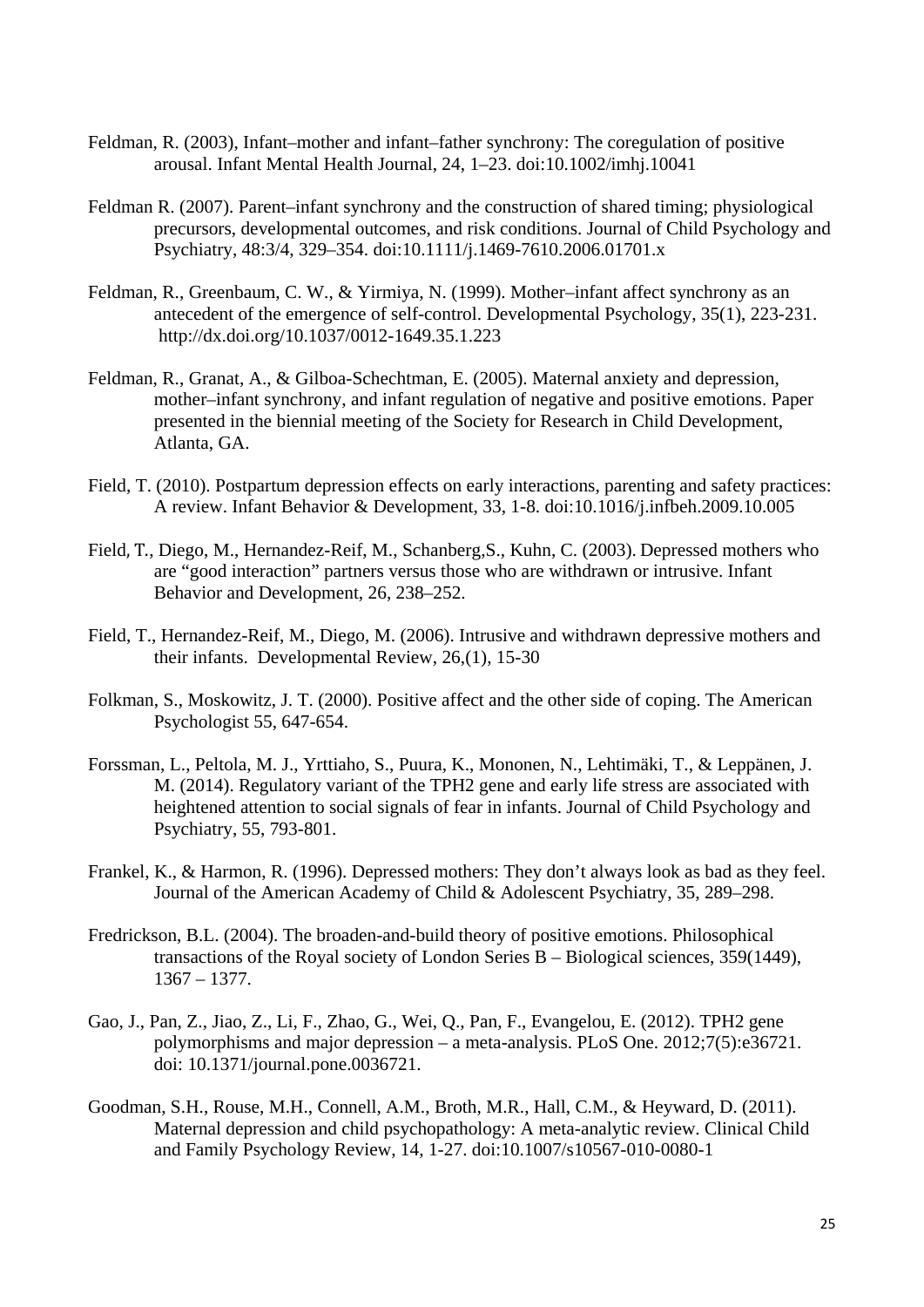Feldman, R. (2003), Infant–mother and infant–father synchrony: The coregulation of positive arousal. Infant Mental Health Journal, 24, 1–23. doi:10.1002/imhj.10041

Feldman R. (2007). Parent–infant synchrony and the construction of shared timing; physiological precursors, developmental outcomes, and risk conditions. Journal of Child Psychology and Psychiatry, 48:3/4, 329–354. doi:10.1111/j.1469-7610.2006.01701.x

Feldman, R., Greenbaum, C. W., & Yirmiya, N. (1999). Mother–infant affect synchrony as an antecedent of the emergence of self-control. Developmental Psychology, 35(1), 223-231. http://dx.doi.org/10.1037/0012-1649.35.1.223

Feldman, R., Granat, A., & Gilboa-Schechtman, E. (2005). Maternal anxiety and depression, mother–infant synchrony, and infant regulation of negative and positive emotions. Paper presented in the biennial meeting of the Society for Research in Child Development, Atlanta, GA.

Field, T. (2010). Postpartum depression effects on early interactions, parenting and safety practices: A review. Infant Behavior & Development, 33, 1-8. doi:10.1016/j.infbeh.2009.10.005

Field, T., Diego, M., Hernandez-Reif, M., Schanberg,S., Kuhn, C. (2003). Depressed mothers who are "good interaction" partners versus those who are withdrawn or intrusive. Infant Behavior and Development, 26, 238–252.

Field, T., Hernandez-Reif, M., Diego, M. (2006). Intrusive and withdrawn depressive mothers and their infants. Developmental Review, 26,(1), 15-30

Folkman, S., Moskowitz, J. T. (2000). Positive affect and the other side of coping. The American Psychologist 55, 647-654.

Forssman, L., Peltola, M. J., Yrttiaho, S., Puura, K., Mononen, N., Lehtimäki, T., & Leppänen, J. M. (2014). Regulatory variant of the TPH2 gene and early life stress are associated with heightened attention to social signals of fear in infants. Journal of Child Psychology and Psychiatry, 55, 793-801.

Frankel, K., & Harmon, R. (1996). Depressed mothers: They don't always look as bad as they feel. Journal of the American Academy of Child & Adolescent Psychiatry, 35, 289–298.

Fredrickson, B.L. (2004). The broaden-and-build theory of positive emotions. Philosophical transactions of the Royal society of London Series B – Biological sciences, 359(1449), 1367 – 1377.

Gao, J., Pan, Z., Jiao, Z., Li, F., Zhao, G., Wei, Q., Pan, F., Evangelou, E. (2012). TPH2 gene polymorphisms and major depression – a meta-analysis. PLoS One. 2012;7(5):e36721. doi: 10.1371/journal.pone.0036721.

Goodman, S.H., Rouse, M.H., Connell, A.M., Broth, M.R., Hall, C.M., & Heyward, D. (2011). Maternal depression and child psychopathology: A meta-analytic review. Clinical Child and Family Psychology Review, 14, 1-27. doi:10.1007/s10567-010-0080-1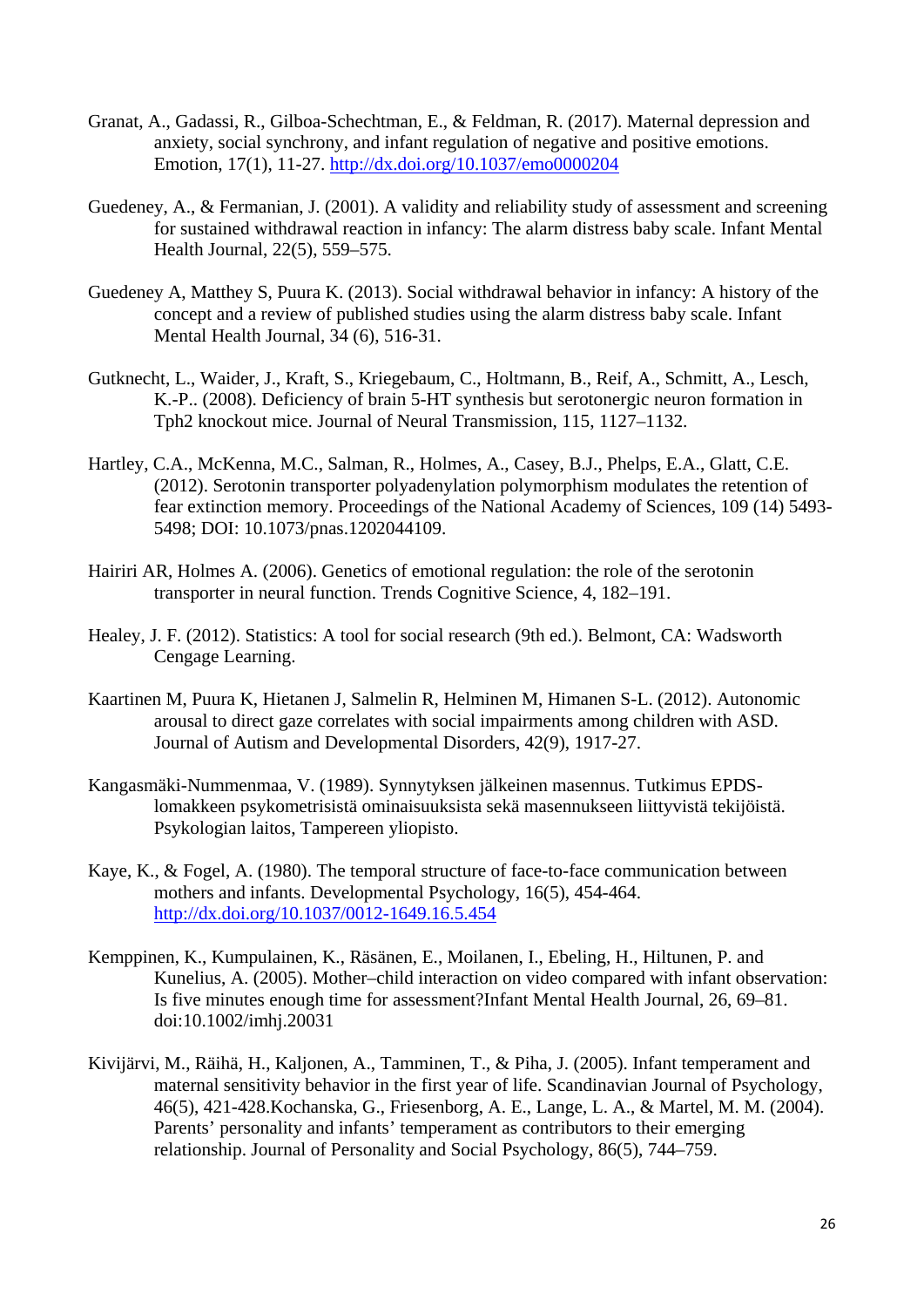Granat, A., Gadassi, R., Gilboa-Schechtman, E., & Feldman, R. (2017). Maternal depression and anxiety, social synchrony, and infant regulation of negative and positive emotions. Emotion, 17(1), 11-27. http://dx.doi.org/10.1037/emo0000204

Guedeney, A., & Fermanian, J. (2001). A validity and reliability study of assessment and screening for sustained withdrawal reaction in infancy: The alarm distress baby scale. Infant Mental Health Journal, 22(5), 559–575.

Guedeney A, Matthey S, Puura K. (2013). Social withdrawal behavior in infancy: A history of the concept and a review of published studies using the alarm distress baby scale. Infant Mental Health Journal, 34 (6), 516-31.

Gutknecht, L., Waider, J., Kraft, S., Kriegebaum, C., Holtmann, B., Reif, A., Schmitt, A., Lesch, K.-P.. (2008). Deficiency of brain 5-HT synthesis but serotonergic neuron formation in Tph2 knockout mice. Journal of Neural Transmission, 115, 1127–1132.

Hartley, C.A., McKenna, M.C., Salman, R., Holmes, A., Casey, B.J., Phelps, E.A., Glatt, C.E. (2012). Serotonin transporter polyadenylation polymorphism modulates the retention of fear extinction memory. Proceedings of the National Academy of Sciences, 109 (14) 5493-5498; DOI: 10.1073/pnas.1202044109.

Hairiri AR, Holmes A. (2006). Genetics of emotional regulation: the role of the serotonin transporter in neural function. Trends Cognitive Science, 4, 182–191.

Healey, J. F. (2012). Statistics: A tool for social research (9th ed.). Belmont, CA: Wadsworth Cengage Learning.

Kaartinen M, Puura K, Hietanen J, Salmelin R, Helminen M, Himanen S-L. (2012). Autonomic arousal to direct gaze correlates with social impairments among children with ASD. Journal of Autism and Developmental Disorders, 42(9), 1917-27.

Kangasmäki-Nummenmaa, V. (1989). Synnytyksen jälkeinen masennus. Tutkimus EPDS-lomakkeen psykometrisistä ominaisuuksista sekä masennukseen liittyvistä tekijöistä. Psykologian laitos, Tampereen yliopisto.

Kaye, K., & Fogel, A. (1980). The temporal structure of face-to-face communication between mothers and infants. Developmental Psychology, 16(5), 454-464. http://dx.doi.org/10.1037/0012-1649.16.5.454

Kemppinen, K., Kumpulainen, K., Räsänen, E., Moilanen, I., Ebeling, H., Hiltunen, P. and Kunelius, A. (2005). Mother–child interaction on video compared with infant observation: Is five minutes enough time for assessment?Infant Mental Health Journal, 26, 69–81. doi:10.1002/imhj.20031

Kivijärvi, M., Räihä, H., Kaljonen, A., Tamminen, T., & Piha, J. (2005). Infant temperament and maternal sensitivity behavior in the first year of life. Scandinavian Journal of Psychology, 46(5), 421-428.Kochanska, G., Friesenborg, A. E., Lange, L. A., & Martel, M. M. (2004). Parents' personality and infants' temperament as contributors to their emerging relationship. Journal of Personality and Social Psychology, 86(5), 744–759.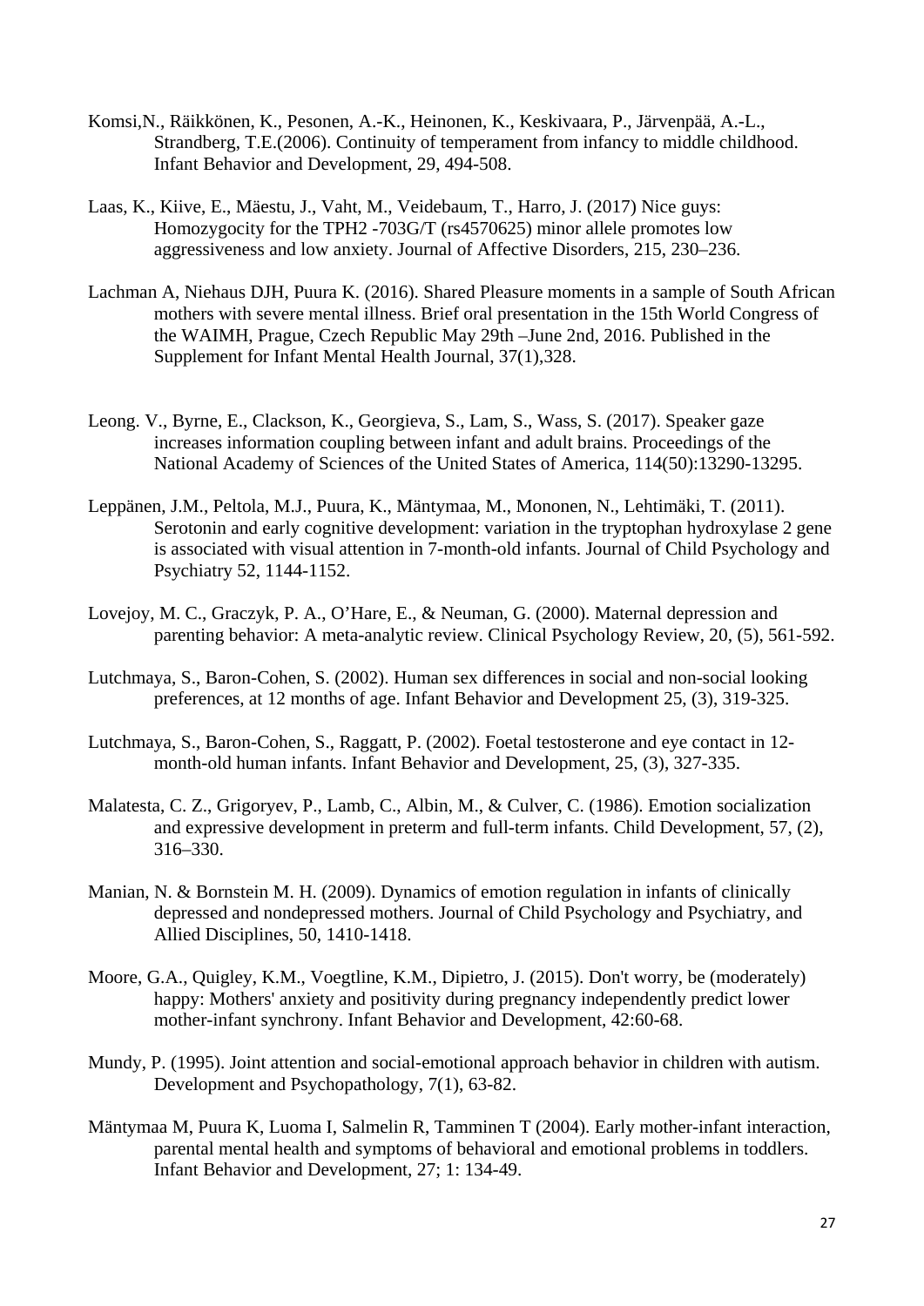Komsi,N., Räikkönen, K., Pesonen, A.-K., Heinonen, K., Keskivaara, P., Järvenpää, A.-L., Strandberg, T.E.(2006). Continuity of temperament from infancy to middle childhood. Infant Behavior and Development, 29, 494-508.

Laas, K., Kiive, E., Mäestu, J., Vaht, M., Veidebaum, T., Harro, J. (2017) Nice guys: Homozygocity for the TPH2 -703G/T (rs4570625) minor allele promotes low aggressiveness and low anxiety. Journal of Affective Disorders, 215, 230–236.

Lachman A, Niehaus DJH, Puura K. (2016). Shared Pleasure moments in a sample of South African mothers with severe mental illness. Brief oral presentation in the 15th World Congress of the WAIMH, Prague, Czech Republic May 29th –June 2nd, 2016. Published in the Supplement for Infant Mental Health Journal, 37(1),328.

Leong. V., Byrne, E., Clackson, K., Georgieva, S., Lam, S., Wass, S. (2017). Speaker gaze increases information coupling between infant and adult brains. Proceedings of the National Academy of Sciences of the United States of America, 114(50):13290-13295.

Leppänen, J.M., Peltola, M.J., Puura, K., Mäntymaa, M., Mononen, N., Lehtimäki, T. (2011). Serotonin and early cognitive development: variation in the tryptophan hydroxylase 2 gene is associated with visual attention in 7-month-old infants. Journal of Child Psychology and Psychiatry 52, 1144-1152.

Lovejoy, M. C., Graczyk, P. A., O'Hare, E., & Neuman, G. (2000). Maternal depression and parenting behavior: A meta-analytic review. Clinical Psychology Review, 20, (5), 561-592.

Lutchmaya, S., Baron-Cohen, S. (2002). Human sex differences in social and non-social looking preferences, at 12 months of age. Infant Behavior and Development 25, (3), 319-325.

Lutchmaya, S., Baron-Cohen, S., Raggatt, P. (2002). Foetal testosterone and eye contact in 12-month-old human infants. Infant Behavior and Development, 25, (3), 327-335.

Malatesta, C. Z., Grigoryev, P., Lamb, C., Albin, M., & Culver, C. (1986). Emotion socialization and expressive development in preterm and full-term infants. Child Development, 57, (2), 316–330.

Manian, N. & Bornstein M. H. (2009). Dynamics of emotion regulation in infants of clinically depressed and nondepressed mothers. Journal of Child Psychology and Psychiatry, and Allied Disciplines, 50, 1410-1418.

Moore, G.A., Quigley, K.M., Voegtline, K.M., Dipietro, J. (2015). Don't worry, be (moderately) happy: Mothers' anxiety and positivity during pregnancy independently predict lower mother-infant synchrony. Infant Behavior and Development, 42:60-68.

Mundy, P. (1995). Joint attention and social-emotional approach behavior in children with autism. Development and Psychopathology, 7(1), 63-82.

Mäntymaa M, Puura K, Luoma I, Salmelin R, Tamminen T (2004). Early mother-infant interaction, parental mental health and symptoms of behavioral and emotional problems in toddlers. Infant Behavior and Development, 27; 1: 134-49.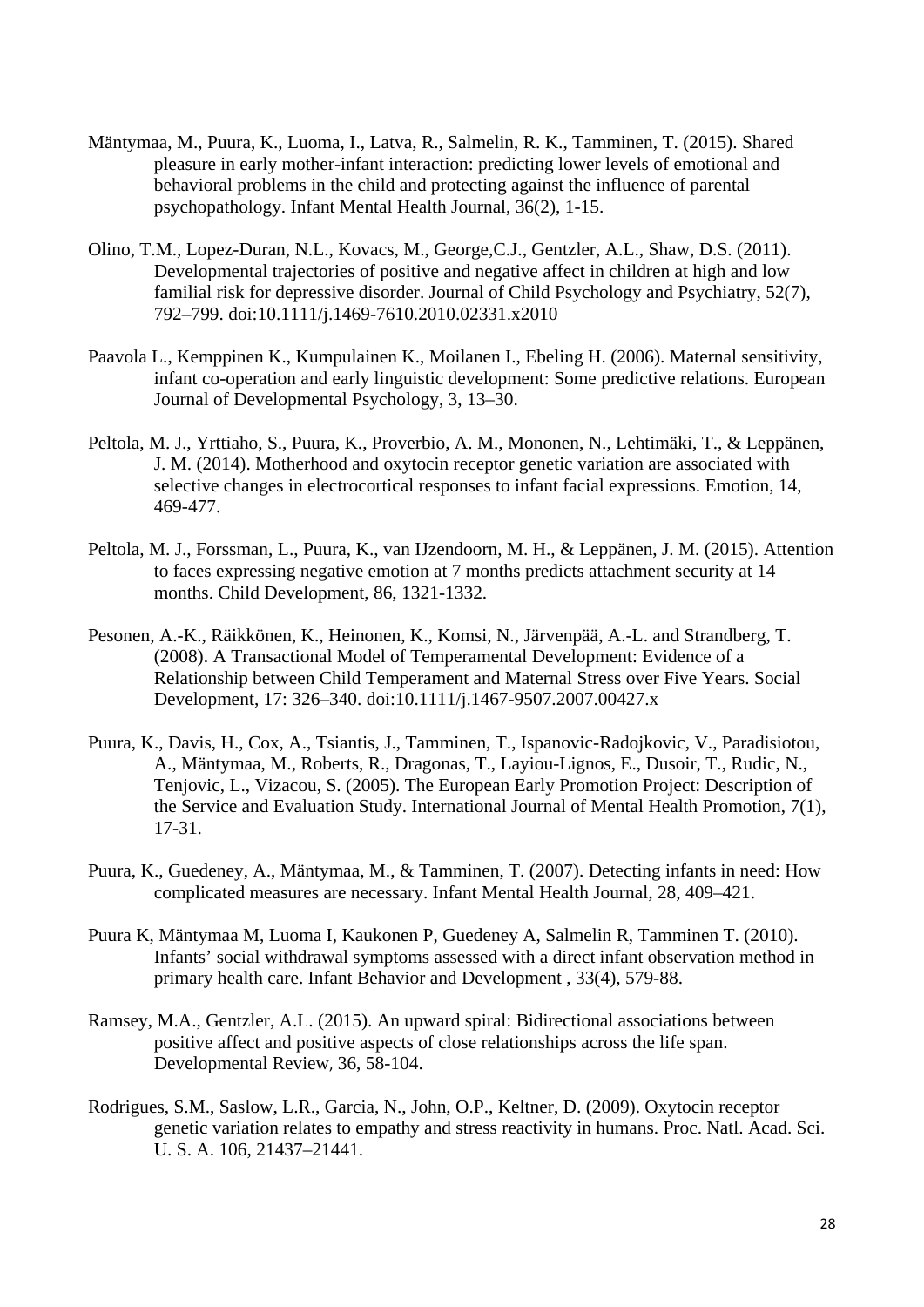Mäntymaa, M., Puura, K., Luoma, I., Latva, R., Salmelin, R. K., Tamminen, T. (2015). Shared pleasure in early mother-infant interaction: predicting lower levels of emotional and behavioral problems in the child and protecting against the influence of parental psychopathology. Infant Mental Health Journal, 36(2), 1-15.

Olino, T.M., Lopez-Duran, N.L., Kovacs, M., George,C.J., Gentzler, A.L., Shaw, D.S. (2011). Developmental trajectories of positive and negative affect in children at high and low familial risk for depressive disorder. Journal of Child Psychology and Psychiatry, 52(7), 792–799. doi:10.1111/j.1469-7610.2010.02331.x2010

Paavola L., Kemppinen K., Kumpulainen K., Moilanen I., Ebeling H. (2006). Maternal sensitivity, infant co-operation and early linguistic development: Some predictive relations. European Journal of Developmental Psychology, 3, 13–30.

Peltola, M. J., Yrttiaho, S., Puura, K., Proverbio, A. M., Mononen, N., Lehtimäki, T., & Leppänen, J. M. (2014). Motherhood and oxytocin receptor genetic variation are associated with selective changes in electrocortical responses to infant facial expressions. Emotion, 14, 469-477.

Peltola, M. J., Forssman, L., Puura, K., van IJzendoorn, M. H., & Leppänen, J. M. (2015). Attention to faces expressing negative emotion at 7 months predicts attachment security at 14 months. Child Development, 86, 1321-1332.

Pesonen, A.-K., Räikkönen, K., Heinonen, K., Komsi, N., Järvenpää, A.-L. and Strandberg, T. (2008). A Transactional Model of Temperamental Development: Evidence of a Relationship between Child Temperament and Maternal Stress over Five Years. Social Development, 17: 326–340. doi:10.1111/j.1467-9507.2007.00427.x

Puura, K., Davis, H., Cox, A., Tsiantis, J., Tamminen, T., Ispanovic-Radojkovic, V., Paradisiotou, A., Mäntymaa, M., Roberts, R., Dragonas, T., Layiou-Lignos, E., Dusoir, T., Rudic, N., Tenjovic, L., Vizacou, S. (2005). The European Early Promotion Project: Description of the Service and Evaluation Study. International Journal of Mental Health Promotion, 7(1), 17-31.

Puura, K., Guedeney, A., Mäntymaa, M., & Tamminen, T. (2007). Detecting infants in need: How complicated measures are necessary. Infant Mental Health Journal, 28, 409–421.

Puura K, Mäntymaa M, Luoma I, Kaukonen P, Guedeney A, Salmelin R, Tamminen T. (2010). Infants' social withdrawal symptoms assessed with a direct infant observation method in primary health care. Infant Behavior and Development , 33(4), 579-88.

Ramsey, M.A., Gentzler, A.L. (2015). An upward spiral: Bidirectional associations between positive affect and positive aspects of close relationships across the life span. Developmental Review, 36, 58-104.

Rodrigues, S.M., Saslow, L.R., Garcia, N., John, O.P., Keltner, D. (2009). Oxytocin receptor genetic variation relates to empathy and stress reactivity in humans. Proc. Natl. Acad. Sci. U. S. A. 106, 21437–21441.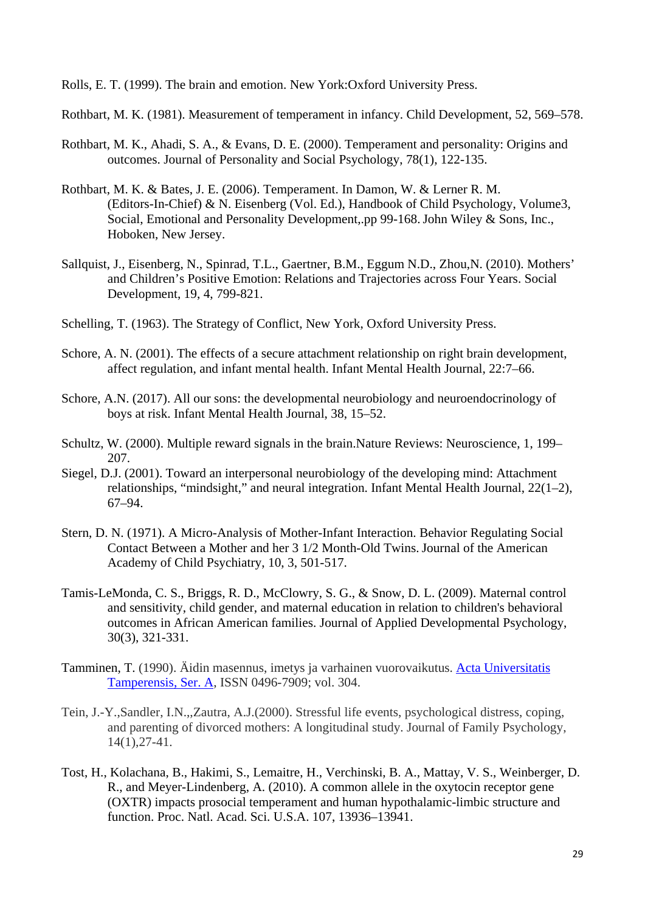Rolls, E. T. (1999). The brain and emotion. New York:Oxford University Press.

Rothbart, M. K. (1981). Measurement of temperament in infancy. Child Development, 52, 569–578.

Rothbart, M. K., Ahadi, S. A., & Evans, D. E. (2000). Temperament and personality: Origins and outcomes. Journal of Personality and Social Psychology, 78(1), 122-135.

Rothbart, M. K. & Bates, J. E. (2006). Temperament. In Damon, W. & Lerner R. M. (Editors-In-Chief) & N. Eisenberg (Vol. Ed.), Handbook of Child Psychology, Volume3, Social, Emotional and Personality Development,.pp 99-168. John Wiley & Sons, Inc., Hoboken, New Jersey.

Sallquist, J., Eisenberg, N., Spinrad, T.L., Gaertner, B.M., Eggum N.D., Zhou,N. (2010). Mothers' and Children's Positive Emotion: Relations and Trajectories across Four Years. Social Development, 19, 4, 799-821.

Schelling, T. (1963). The Strategy of Conflict, New York, Oxford University Press.

Schore, A. N. (2001). The effects of a secure attachment relationship on right brain development, affect regulation, and infant mental health. Infant Mental Health Journal, 22:7–66.

Schore, A.N. (2017). All our sons: the developmental neurobiology and neuroendocrinology of boys at risk. Infant Mental Health Journal, 38, 15–52.

Schultz, W. (2000). Multiple reward signals in the brain.Nature Reviews: Neuroscience, 1, 199–207.

Siegel, D.J. (2001). Toward an interpersonal neurobiology of the developing mind: Attachment relationships, "mindsight," and neural integration. Infant Mental Health Journal, 22(1–2), 67–94.

Stern, D. N. (1971). A Micro-Analysis of Mother-Infant Interaction. Behavior Regulating Social Contact Between a Mother and her 3 1/2 Month-Old Twins. Journal of the American Academy of Child Psychiatry, 10, 3, 501-517.

Tamis-LeMonda, C. S., Briggs, R. D., McClowry, S. G., & Snow, D. L. (2009). Maternal control and sensitivity, child gender, and maternal education in relation to children's behavioral outcomes in African American families. Journal of Applied Developmental Psychology, 30(3), 321-331.

Tamminen, T. (1990). Äidin masennus, imetys ja varhainen vuorovaikutus. Acta Universitatis Tamperensis, Ser. A, ISSN 0496-7909; vol. 304.

Tein, J.-Y.,Sandler, I.N.,,Zautra, A.J.(2000). Stressful life events, psychological distress, coping, and parenting of divorced mothers: A longitudinal study. Journal of Family Psychology, 14(1),27-41.

Tost, H., Kolachana, B., Hakimi, S., Lemaitre, H., Verchinski, B. A., Mattay, V. S., Weinberger, D. R., and Meyer-Lindenberg, A. (2010). A common allele in the oxytocin receptor gene (OXTR) impacts prosocial temperament and human hypothalamic-limbic structure and function. Proc. Natl. Acad. Sci. U.S.A. 107, 13936–13941.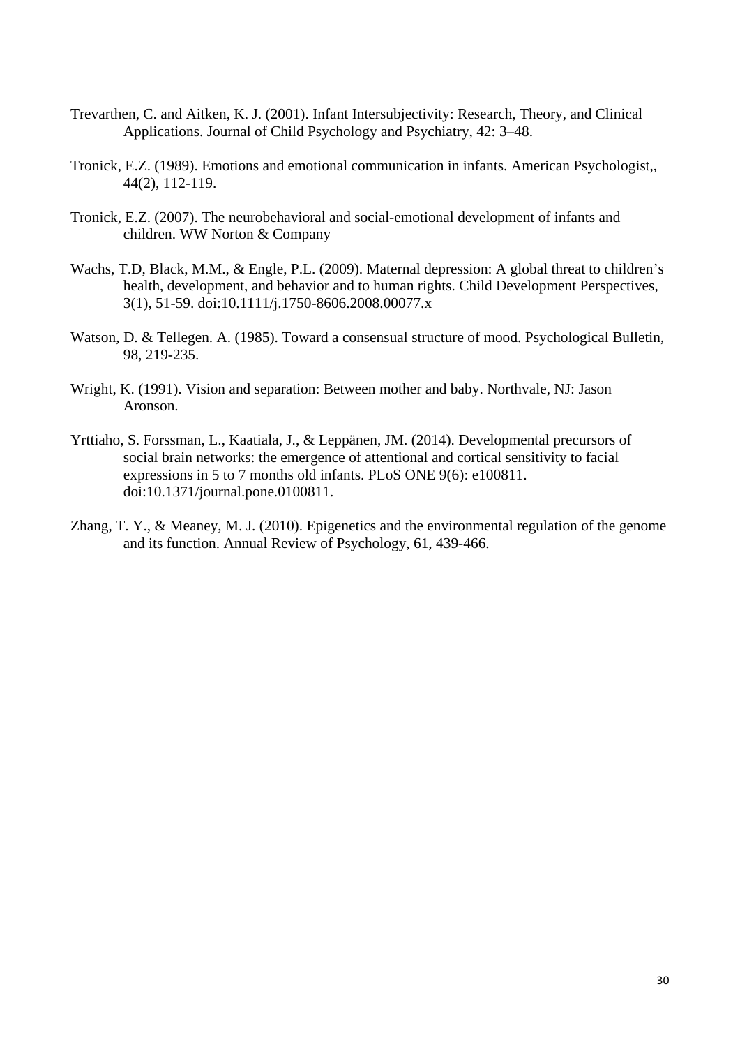Trevarthen, C. and Aitken, K. J. (2001). Infant Intersubjectivity: Research, Theory, and Clinical Applications. Journal of Child Psychology and Psychiatry, 42: 3–48.

Tronick, E.Z. (1989). Emotions and emotional communication in infants. American Psychologist,, 44(2), 112-119.

Tronick, E.Z. (2007). The neurobehavioral and social-emotional development of infants and children. WW Norton & Company

Wachs, T.D, Black, M.M., & Engle, P.L. (2009). Maternal depression: A global threat to children's health, development, and behavior and to human rights. Child Development Perspectives, 3(1), 51-59. doi:10.1111/j.1750-8606.2008.00077.x

Watson, D. & Tellegen. A. (1985). Toward a consensual structure of mood. Psychological Bulletin, 98, 219-235.

Wright, K. (1991). Vision and separation: Between mother and baby. Northvale, NJ: Jason Aronson.

Yrttiaho, S. Forssman, L., Kaatiala, J., & Leppänen, JM. (2014). Developmental precursors of social brain networks: the emergence of attentional and cortical sensitivity to facial expressions in 5 to 7 months old infants. PLoS ONE 9(6): e100811. doi:10.1371/journal.pone.0100811.

Zhang, T. Y., & Meaney, M. J. (2010). Epigenetics and the environmental regulation of the genome and its function. Annual Review of Psychology, 61, 439-466.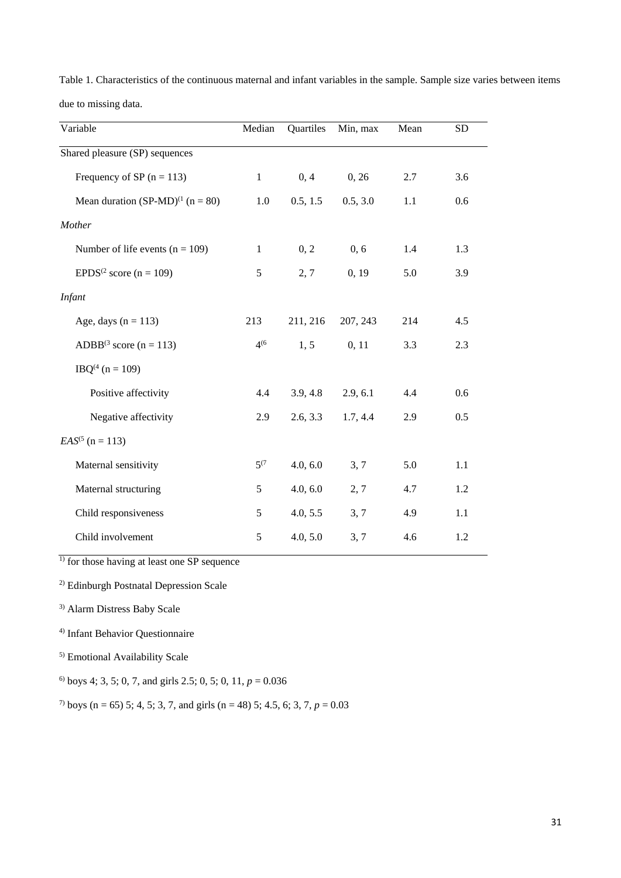Table 1. Characteristics of the continuous maternal and infant variables in the sample. Sample size varies between items due to missing data.

| Variable | Median | Quartiles | Min, max | Mean | SD |
|---|---|---|---|---|---|
| Shared pleasure (SP) sequences | | | | | |
| Frequency of SP (n = 113) | 1 | 0, 4 | 0, 26 | 2.7 | 3.6 |
| Mean duration (SP-MD)[1] (n = 80) | 1.0 | 0.5, 1.5 | 0.5, 3.0 | 1.1 | 0.6 |
| *Mother* | | | | | |
| Number of life events (n = 109) | 1 | 0, 2 | 0, 6 | 1.4 | 1.3 |
| EPDS[2] score (n = 109) | 5 | 2, 7 | 0, 19 | 5.0 | 3.9 |
| *Infant* | | | | | |
| Age, days (n = 113) | 213 | 211, 216 | 207, 243 | 214 | 4.5 |
| ADBB[3] score (n = 113) | 4[6] | 1, 5 | 0, 11 | 3.3 | 2.3 |
| IBQ[4] (n = 109) | | | | | |
| Positive affectivity | 4.4 | 3.9, 4.8 | 2.9, 6.1 | 4.4 | 0.6 |
| Negative affectivity | 2.9 | 2.6, 3.3 | 1.7, 4.4 | 2.9 | 0.5 |
| *EAS*[5] (n = 113) | | | | | |
| Maternal sensitivity | 5[7] | 4.0, 6.0 | 3, 7 | 5.0 | 1.1 |
| Maternal structuring | 5 | 4.0, 6.0 | 2, 7 | 4.7 | 1.2 |
| Child responsiveness | 5 | 4.0, 5.5 | 3, 7 | 4.9 | 1.1 |
| Child involvement | 5 | 4.0, 5.0 | 3, 7 | 4.6 | 1.2 |

[1] for those having at least one SP sequence

[2] Edinburgh Postnatal Depression Scale

[3] Alarm Distress Baby Scale

[4] Infant Behavior Questionnaire

[5] Emotional Availability Scale

[6] boys 4; 3, 5; 0, 7, and girls 2.5; 0, 5; 0, 11, $p = 0.036$

[7] boys (n = 65) 5; 4, 5; 3, 7, and girls (n = 48) 5; 4.5, 6; 3, 7, $p = 0.03$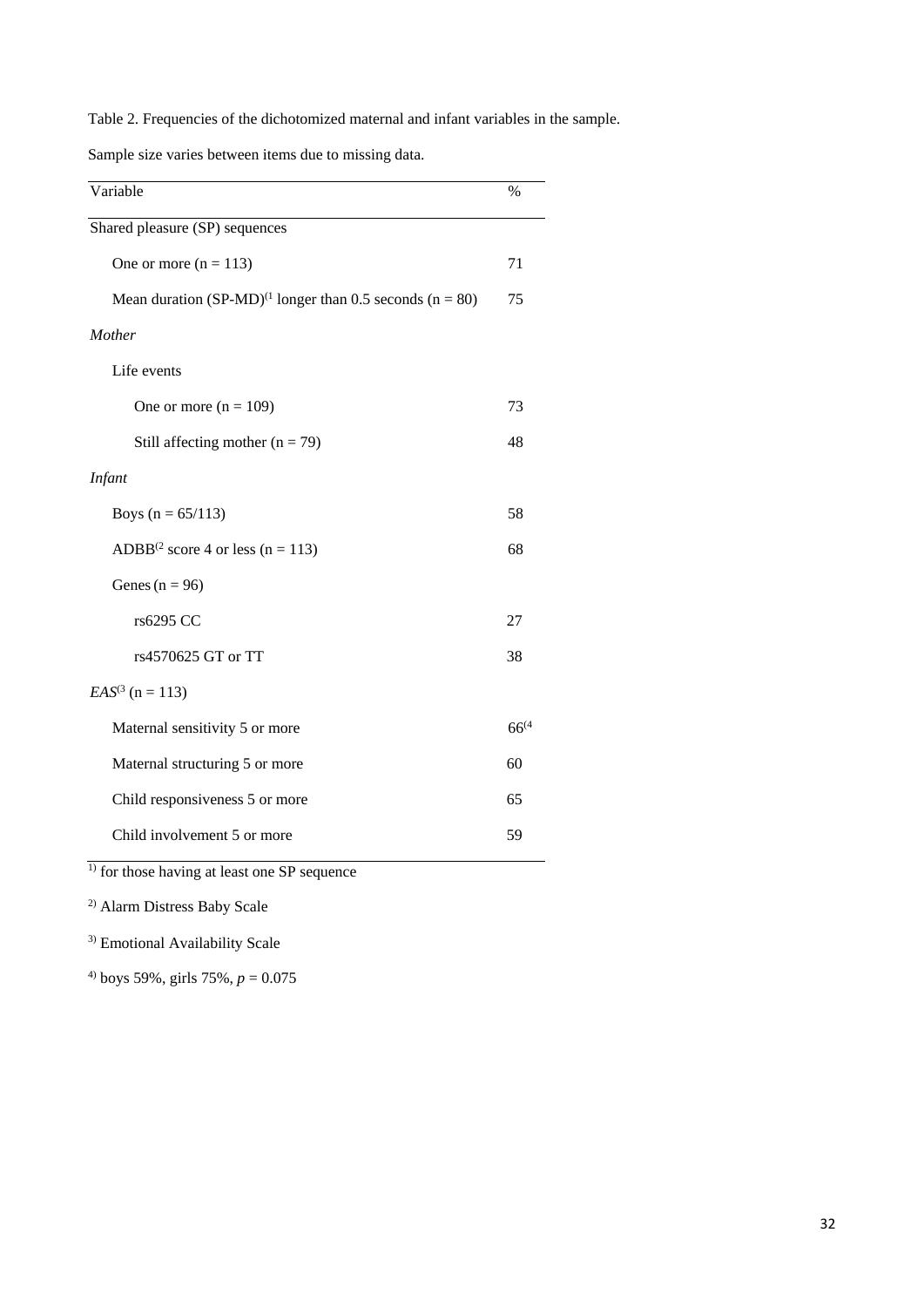Table 2. Frequencies of the dichotomized maternal and infant variables in the sample.

Sample size varies between items due to missing data.

| Variable | % |
|---|---|
| Shared pleasure (SP) sequences | |
| One or more (n = 113) | 71 |
| Mean duration (SP-MD)[1] longer than 0.5 seconds (n = 80) | 75 |
| *Mother* | |
| Life events | |
| One or more (n = 109) | 73 |
| Still affecting mother (n = 79) | 48 |
| *Infant* | |
| Boys (n = 65/113) | 58 |
| ADBB[2] score 4 or less (n = 113) | 68 |
| Genes (n = 96) | |
| rs6295 CC | 27 |
| rs4570625 GT or TT | 38 |
| *EAS*[3] (n = 113) | |
| Maternal sensitivity 5 or more | 66[4] |
| Maternal structuring 5 or more | 60 |
| Child responsiveness 5 or more | 65 |
| Child involvement 5 or more | 59 |

[1] for those having at least one SP sequence

[2] Alarm Distress Baby Scale

[3] Emotional Availability Scale

[4] boys 59%, girls 75%, $p = 0.075$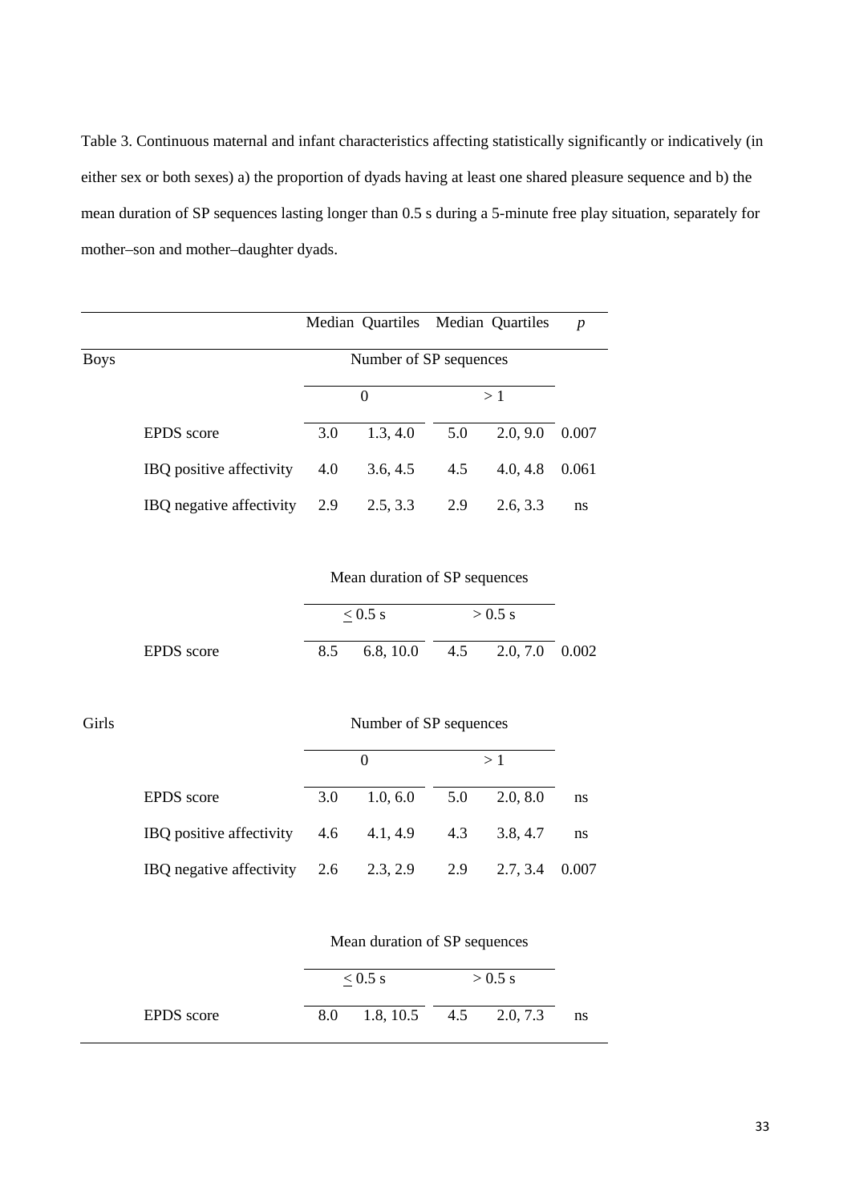Table 3. Continuous maternal and infant characteristics affecting statistically significantly or indicatively (in either sex or both sexes) a) the proportion of dyads having at least one shared pleasure sequence and b) the mean duration of SP sequences lasting longer than 0.5 s during a 5-minute free play situation, separately for mother–son and mother–daughter dyads.

| | | Median | Quartiles | Median | Quartiles | *p* |
|---|---|---|---|---|---|---|
| Boys | | Number of SP sequences | | | | |
| | | 0 | | > 1 | | |
| | EPDS score | 3.0 | 1.3, 4.0 | 5.0 | 2.0, 9.0 | 0.007 |
| | IBQ positive affectivity | 4.0 | 3.6, 4.5 | 4.5 | 4.0, 4.8 | 0.061 |
| | IBQ negative affectivity | 2.9 | 2.5, 3.3 | 2.9 | 2.6, 3.3 | ns |
| | | Mean duration of SP sequences | | | | |
| | | $\leq$ 0.5 s | | > 0.5 s | | |
| | EPDS score | 8.5 | 6.8, 10.0 | 4.5 | 2.0, 7.0 | 0.002 |
| Girls | | Number of SP sequences | | | | |
| | | 0 | | > 1 | | |
| | EPDS score | 3.0 | 1.0, 6.0 | 5.0 | 2.0, 8.0 | ns |
| | IBQ positive affectivity | 4.6 | 4.1, 4.9 | 4.3 | 3.8, 4.7 | ns |
| | IBQ negative affectivity | 2.6 | 2.3, 2.9 | 2.9 | 2.7, 3.4 | 0.007 |
| | | Mean duration of SP sequences | | | | |
| | | $\leq$ 0.5 s | | > 0.5 s | | |
| | EPDS score | 8.0 | 1.8, 10.5 | 4.5 | 2.0, 7.3 | ns |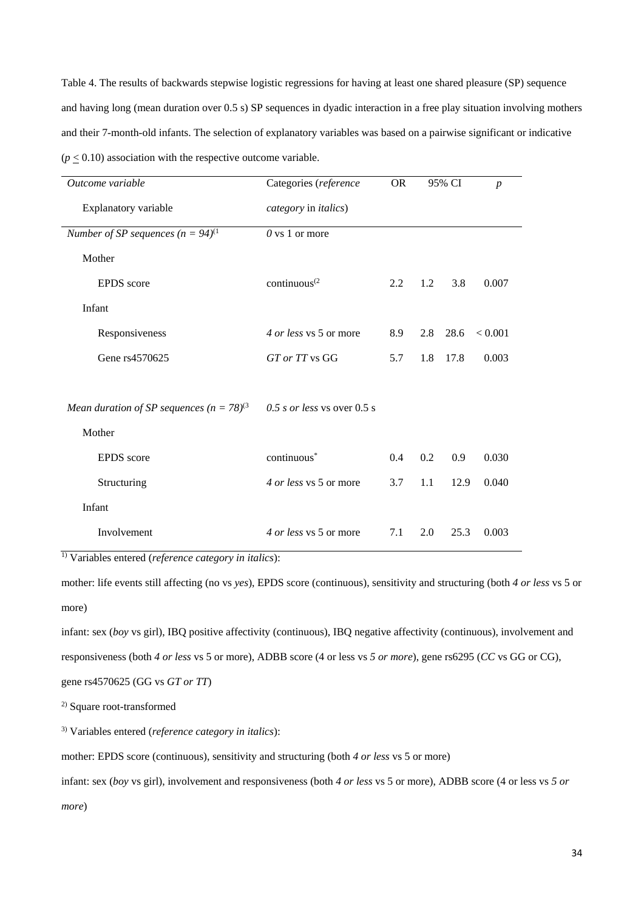Table 4. The results of backwards stepwise logistic regressions for having at least one shared pleasure (SP) sequence and having long (mean duration over 0.5 s) SP sequences in dyadic interaction in a free play situation involving mothers and their 7-month-old infants. The selection of explanatory variables was based on a pairwise significant or indicative ($p \leq 0.10$) association with the respective outcome variable.

| *Outcome variable*<br>Explanatory variable | Categories (*reference category* in *italics*) | OR | 95% CI | | $p$ |
|---|---|---|---|---|---|
| *Number of SP sequences (n = 94)*[1] | *0* vs 1 or more | | | | |
| Mother | | | | | |
| EPDS score | continuous[2] | 2.2 | 1.2 | 3.8 | 0.007 |
| Infant | | | | | |
| Responsiveness | *4 or less* vs 5 or more | 8.9 | 2.8 | 28.6 | < 0.001 |
| Gene rs4570625 | *GT or TT* vs GG | 5.7 | 1.8 | 17.8 | 0.003 |
| | | | | | |
| *Mean duration of SP sequences (n = 78)*[3] | *0.5 s or less* vs over 0.5 s | | | | |
| Mother | | | | | |
| EPDS score | continuous* | 0.4 | 0.2 | 0.9 | 0.030 |
| Structuring | *4 or less* vs 5 or more | 3.7 | 1.1 | 12.9 | 0.040 |
| Infant | | | | | |
| Involvement | *4 or less* vs 5 or more | 7.1 | 2.0 | 25.3 | 0.003 |

[1)] Variables entered (*reference category in italics*):

mother: life events still affecting (no vs *yes*), EPDS score (continuous), sensitivity and structuring (both *4 or less* vs 5 or more)

infant: sex (*boy* vs girl), IBQ positive affectivity (continuous), IBQ negative affectivity (continuous), involvement and responsiveness (both *4 or less* vs 5 or more), ADBB score (4 or less vs *5 or more*), gene rs6295 (*CC* vs GG or CG), gene rs4570625 (GG vs *GT or TT*)

[2)] Square root-transformed

[3)] Variables entered (*reference category in italics*):

mother: EPDS score (continuous), sensitivity and structuring (both *4 or less* vs 5 or more)

infant: sex (*boy* vs girl), involvement and responsiveness (both *4 or less* vs 5 or more), ADBB score (4 or less vs *5 or more*)